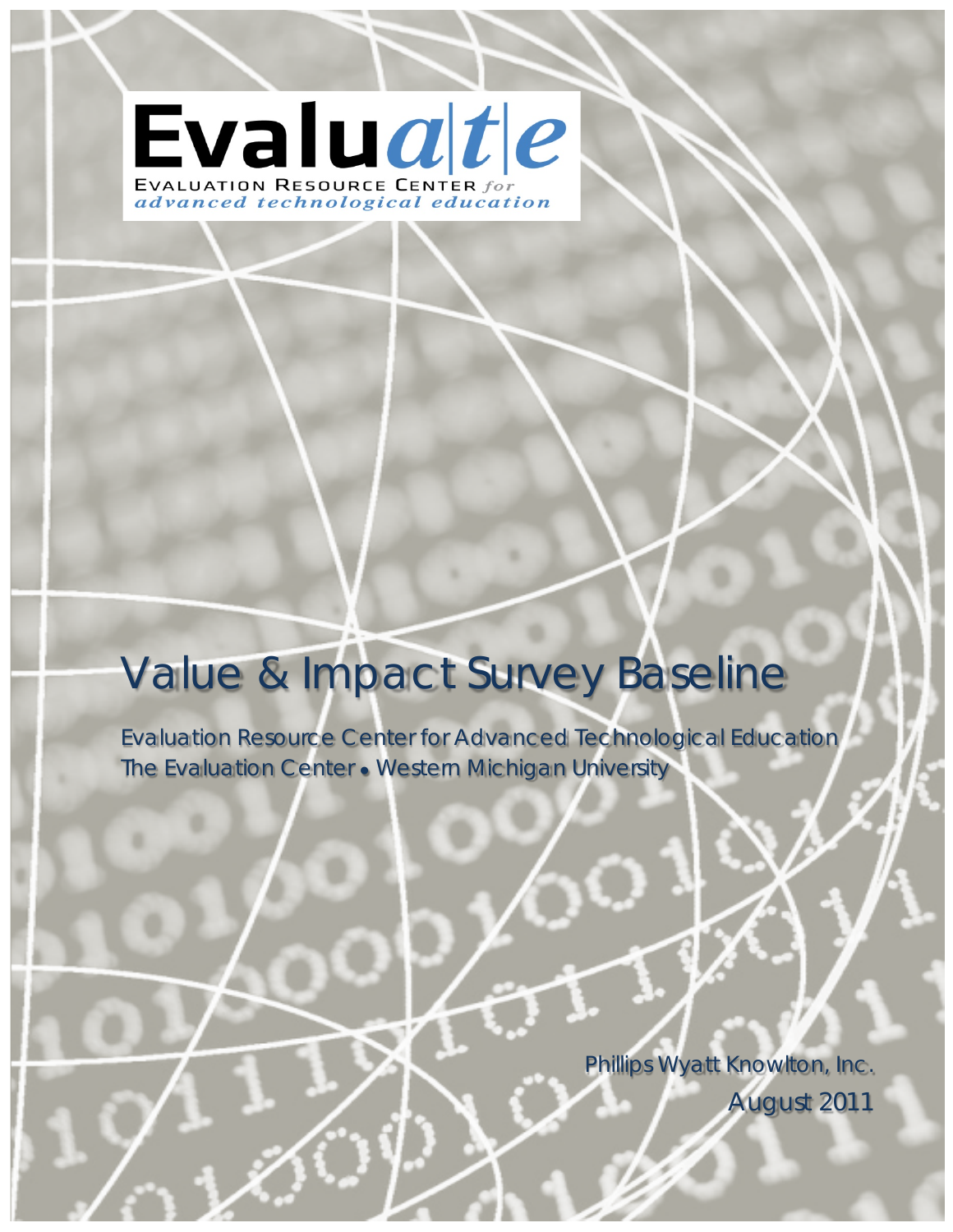Evaluate

EVALUATION RESOURCE CENTER *for advanced technological education*

# Value & Impact Survey Baseline

Evaluation Resource Center for Advanced Technological Education
The Evaluation Center • Western Michigan University

Phillips Wyatt Knowlton, Inc.
August 2011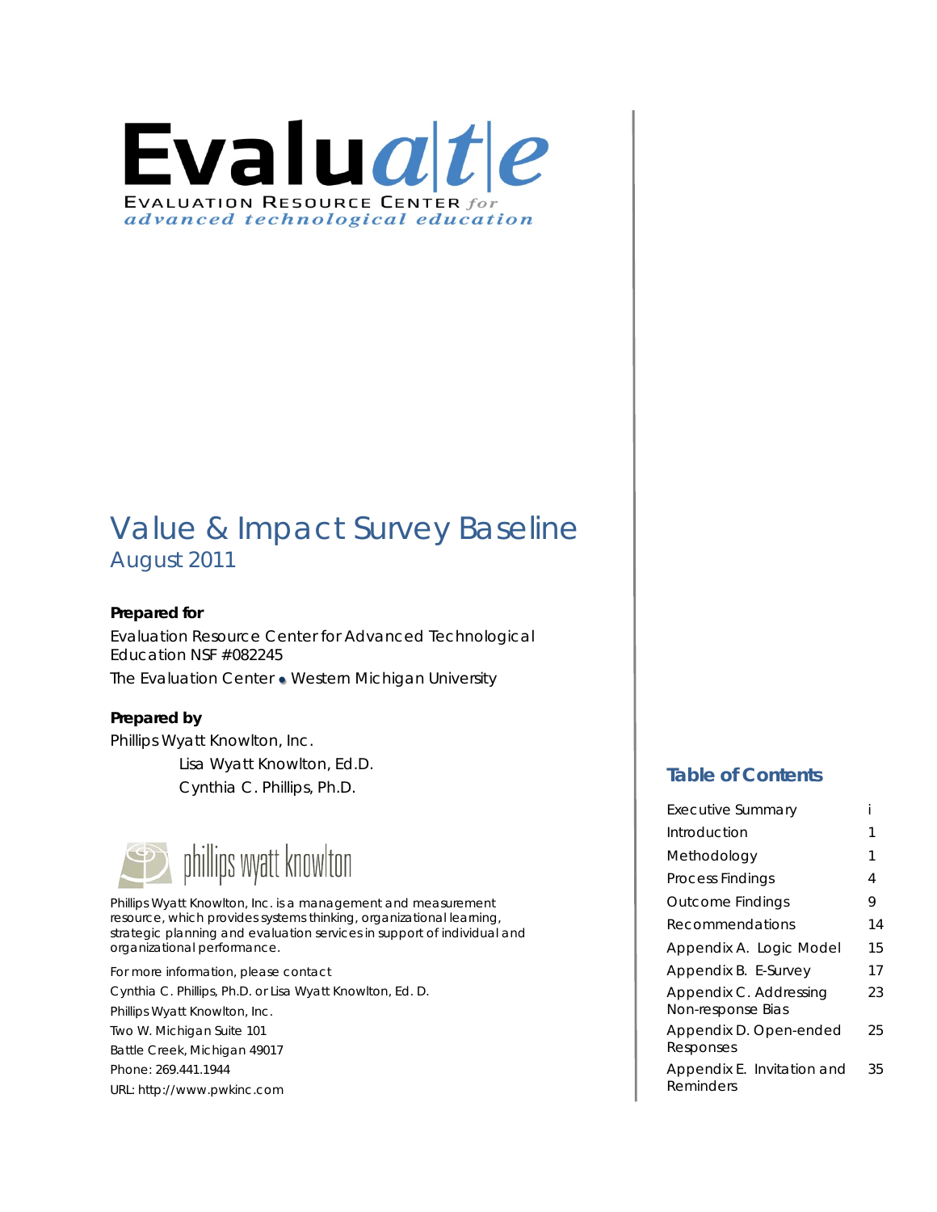# Evaluate

EVALUATION RESOURCE CENTER *for* *advanced technological education*

# Value & Impact Survey Baseline

## August 2011

**Prepared for**

Evaluation Resource Center for Advanced Technological Education NSF #082245

The Evaluation Center • Western Michigan University

**Prepared by**

Phillips Wyatt Knowlton, Inc.

Lisa Wyatt Knowlton, Ed.D.

Cynthia C. Phillips, Ph.D.

phillips wyatt knowlton

Phillips Wyatt Knowlton, Inc. is a management and measurement resource, which provides systems thinking, organizational learning, strategic planning and evaluation services in support of individual and organizational performance.

For more information, please contact

Cynthia C. Phillips, Ph.D. or Lisa Wyatt Knowlton, Ed. D.

Phillips Wyatt Knowlton, Inc.

Two W. Michigan Suite 101

Battle Creek, Michigan 49017

Phone: 269.441.1944

URL: http://www.pwkinc.com

## Table of Contents

| | |
|---|---|
| Executive Summary | i |
| Introduction | 1 |
| Methodology | 1 |
| Process Findings | 4 |
| Outcome Findings | 9 |
| Recommendations | 14 |
| Appendix A. Logic Model | 15 |
| Appendix B. E-Survey | 17 |
| Appendix C. Addressing Non-response Bias | 23 |
| Appendix D. Open-ended Responses | 25 |
| Appendix E. Invitation and Reminders | 35 |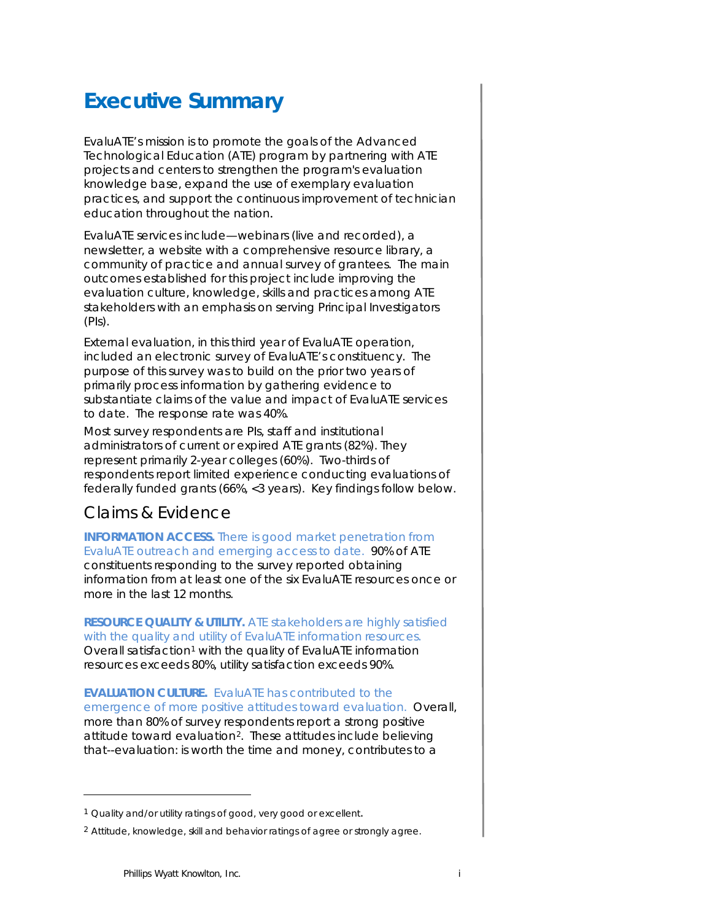# Executive Summary

EvaluATE's mission is to promote the goals of the Advanced Technological Education (ATE) program by partnering with ATE projects and centers to strengthen the program's evaluation knowledge base, expand the use of exemplary evaluation practices, and support the continuous improvement of technician education throughout the nation.

EvaluATE services include—webinars (live and recorded), a newsletter, a website with a comprehensive resource library, a community of practice and annual survey of grantees. The main outcomes established for this project include improving the evaluation culture, knowledge, skills and practices among ATE stakeholders with an emphasis on serving Principal Investigators (PIs).

External evaluation, in this third year of EvaluATE operation, included an electronic survey of EvaluATE's constituency. The purpose of this survey was to build on the prior two years of primarily process information by gathering evidence to substantiate claims of the value and impact of EvaluATE services to date. The response rate was 40%.

Most survey respondents are PIs, staff and institutional administrators of current or expired ATE grants (82%). They represent primarily 2-year colleges (60%). Two-thirds of respondents report limited experience conducting evaluations of federally funded grants (66%, <3 years). Key findings follow below.

## Claims & Evidence

**INFORMATION ACCESS.** There is good market penetration from EvaluATE outreach and emerging access to date. 90% of ATE constituents responding to the survey reported obtaining information from at least one of the six EvaluATE resources once or more in the last 12 months.

**RESOURCE QUALITY & UTILITY.** ATE stakeholders are highly satisfied with the quality and utility of EvaluATE information resources. Overall satisfaction[1] with the quality of EvaluATE information resources exceeds 80%, utility satisfaction exceeds 90%.

**EVALUATION CULTURE.** EvaluATE has contributed to the emergence of more positive attitudes toward evaluation. Overall, more than 80% of survey respondents report a strong positive attitude toward evaluation[2]. These attitudes include believing that--evaluation: is worth the time and money, contributes to a

---

[1] Quality and/or utility ratings of good, very good or excellent.

[2] Attitude, knowledge, skill and behavior ratings of agree or strongly agree.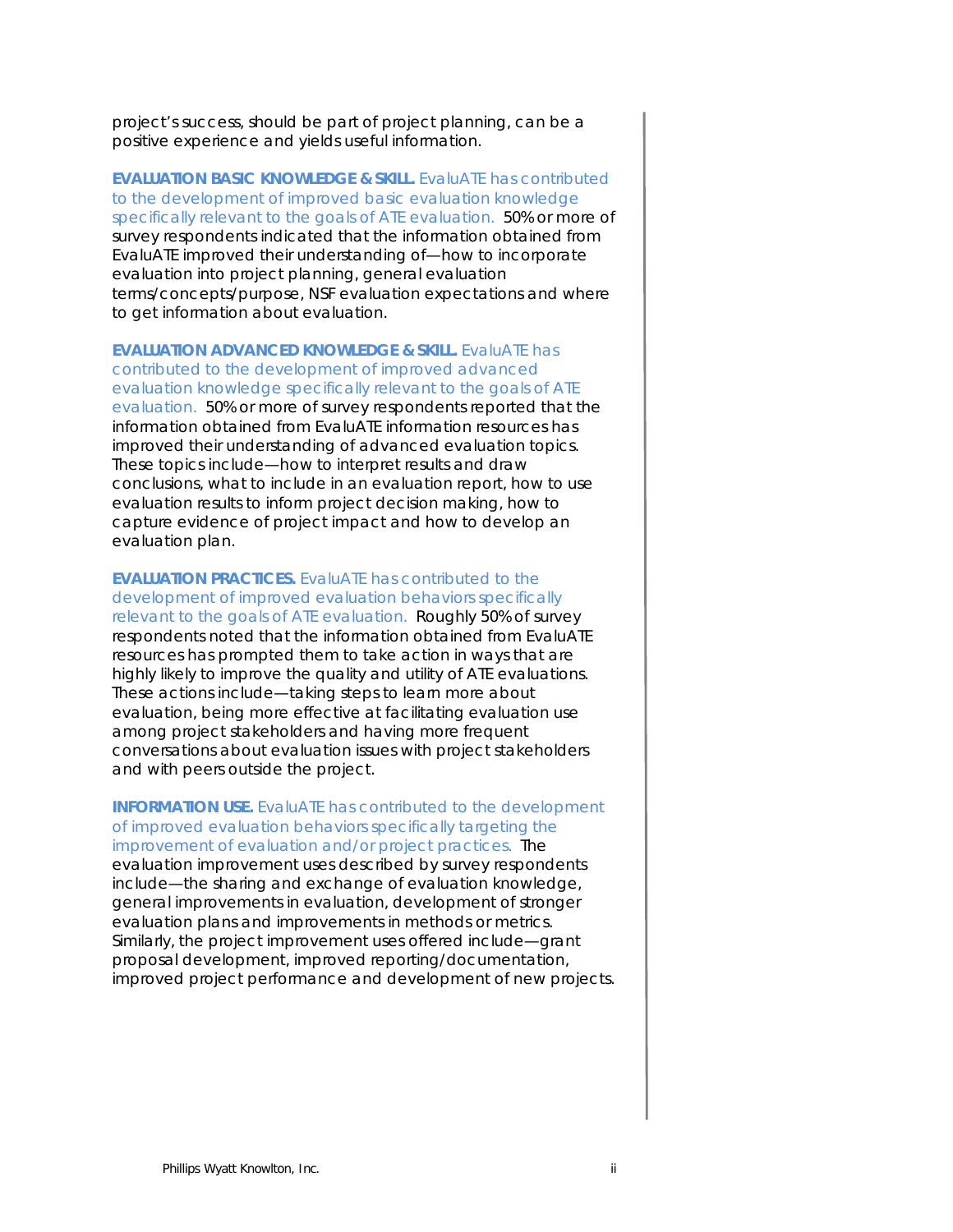project's success, should be part of project planning, can be a positive experience and yields useful information.

**EVALUATION BASIC KNOWLEDGE & SKILL.** EvaluATE has contributed to the development of improved basic evaluation knowledge specifically relevant to the goals of ATE evaluation. 50% or more of survey respondents indicated that the information obtained from EvaluATE improved their understanding of—how to incorporate evaluation into project planning, general evaluation terms/concepts/purpose, NSF evaluation expectations and where to get information about evaluation.

**EVALUATION ADVANCED KNOWLEDGE & SKILL.** EvaluATE has contributed to the development of improved advanced evaluation knowledge specifically relevant to the goals of ATE evaluation. 50% or more of survey respondents reported that the information obtained from EvaluATE information resources has improved their understanding of advanced evaluation topics. These topics include—how to interpret results and draw conclusions, what to include in an evaluation report, how to use evaluation results to inform project decision making, how to capture evidence of project impact and how to develop an evaluation plan.

**EVALUATION PRACTICES.** EvaluATE has contributed to the development of improved evaluation behaviors specifically relevant to the goals of ATE evaluation. Roughly 50% of survey respondents noted that the information obtained from EvaluATE resources has prompted them to take action in ways that are highly likely to improve the quality and utility of ATE evaluations. These actions include—taking steps to learn more about evaluation, being more effective at facilitating evaluation use among project stakeholders and having more frequent conversations about evaluation issues with project stakeholders and with peers outside the project.

**INFORMATION USE.** EvaluATE has contributed to the development of improved evaluation behaviors specifically targeting the improvement of evaluation and/or project practices. The evaluation improvement uses described by survey respondents include—the sharing and exchange of evaluation knowledge, general improvements in evaluation, development of stronger evaluation plans and improvements in methods or metrics. Similarly, the project improvement uses offered include—grant proposal development, improved reporting/documentation, improved project performance and development of new projects.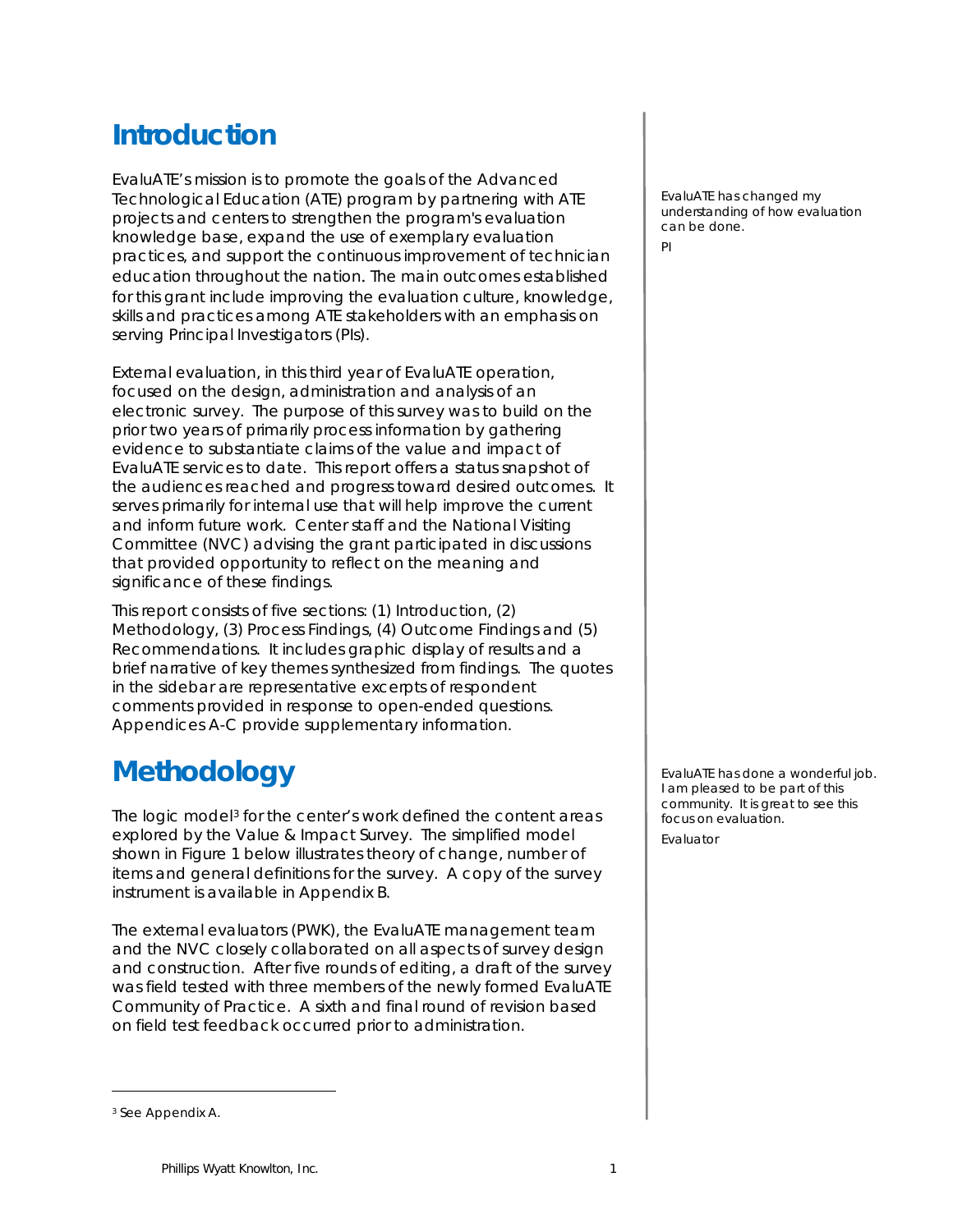# Introduction

EvaluATE's mission is to promote the goals of the Advanced Technological Education (ATE) program by partnering with ATE projects and centers to strengthen the program's evaluation knowledge base, expand the use of exemplary evaluation practices, and support the continuous improvement of technician education throughout the nation. The main outcomes established for this grant include improving the evaluation culture, knowledge, skills and practices among ATE stakeholders with an emphasis on serving Principal Investigators (PIs).

*EvaluATE has changed my understanding of how evaluation can be done.*

*PI*

External evaluation, in this third year of EvaluATE operation, focused on the design, administration and analysis of an electronic survey. The purpose of this survey was to build on the prior two years of primarily process information by gathering evidence to substantiate claims of the value and impact of EvaluATE services to date. This report offers a status snapshot of the audiences reached and progress toward desired outcomes. It serves primarily for internal use that will help improve the current and inform future work. Center staff and the National Visiting Committee (NVC) advising the grant participated in discussions that provided opportunity to reflect on the meaning and significance of these findings.

This report consists of five sections: (1) Introduction, (2) Methodology, (3) Process Findings, (4) Outcome Findings and (5) Recommendations. It includes graphic display of results and a brief narrative of key themes synthesized from findings. The quotes in the sidebar are representative excerpts of respondent comments provided in response to open-ended questions. Appendices A-C provide supplementary information.

# Methodology

*EvaluATE has done a wonderful job. I am pleased to be part of this community. It is great to see this focus on evaluation.*

*Evaluator*

The logic model[3] for the center's work defined the content areas explored by the Value & Impact Survey. The simplified model shown in Figure 1 below illustrates theory of change, number of items and general definitions for the survey. A copy of the survey instrument is available in Appendix B.

The external evaluators (PWK), the EvaluATE management team and the NVC closely collaborated on all aspects of survey design and construction. After five rounds of editing, a draft of the survey was field tested with three members of the newly formed EvaluATE Community of Practice. A sixth and final round of revision based on field test feedback occurred prior to administration.

[3] See Appendix A.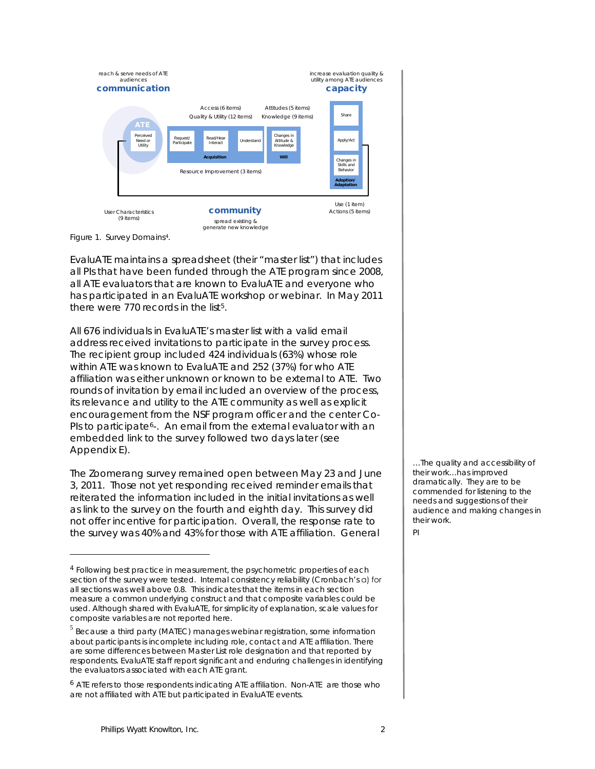reach & serve needs of ATE audiences
**communication**

increase evaluation quality & utility among ATE audiences
**capacity**

ATE

Perceived Need or Utility

Access (6 items)
Quality & Utility (12 items)

Attitudes (5 items)
Knowledge (9 items)

Request/ Participate | Read/Hear Interact | Understand | Changes in Attitude & Knowledge

**Acquisition** | **Will**

Share | Apply/Act | Changes in Skills and Behavior | **Adoption/ Adaptation**

Resource Improvement (3 items)

User Characteristics (9 items)

**community**
spread existing & generate new knowledge

Use (1 item)
Actions (5 items)

Figure 1. Survey Domains[4].

EvaluATE maintains a spreadsheet (their "master list") that includes all PIs that have been funded through the ATE program since 2008, all ATE evaluators that are known to EvaluATE and everyone who has participated in an EvaluATE workshop or webinar. In May 2011 there were 770 records in the list[5].

All 676 individuals in EvaluATE's master list with a valid email address received invitations to participate in the survey process. The recipient group included 424 individuals (63%) whose role within ATE was known to EvaluATE and 252 (37%) for who ATE affiliation was either unknown or known to be external to ATE. Two rounds of invitation by email included an overview of the process, its relevance and utility to the ATE community as well as explicit encouragement from the NSF program officer and the center Co-PIs to participate[6]-. An email from the external evaluator with an embedded link to the survey followed two days later (see Appendix E).

The Zoomerang survey remained open between May 23 and June 3, 2011. Those not yet responding received reminder emails that reiterated the information included in the initial invitations as well as link to the survey on the fourth and eighth day. This survey did not offer incentive for participation. Overall, the response rate to the survey was 40% and 43% for those with ATE affiliation. General

> …The quality and accessibility of their work…has improved dramatically. They are to be commended for listening to the needs and suggestions of their audience and making changes in their work.
>
> PI

---

[4] Following best practice in measurement, the psychometric properties of each section of the survey were tested. Internal consistency reliability (Cronbach's α) for all sections was well above 0.8. This indicates that the items in each section measure a common underlying construct and that composite variables could be used. Although shared with EvaluATE, for simplicity of explanation, scale values for composite variables are not reported here.

[5] Because a third party (MATEC) manages webinar registration, some information about participants is incomplete including role, contact and ATE affiliation. There are some differences between Master List role designation and that reported by respondents. EvaluATE staff report significant and enduring challenges in identifying the evaluators associated with each ATE grant.

[6] ATE refers to those respondents indicating ATE affiliation. Non-ATE are those who are not affiliated with ATE but participated in EvaluATE events.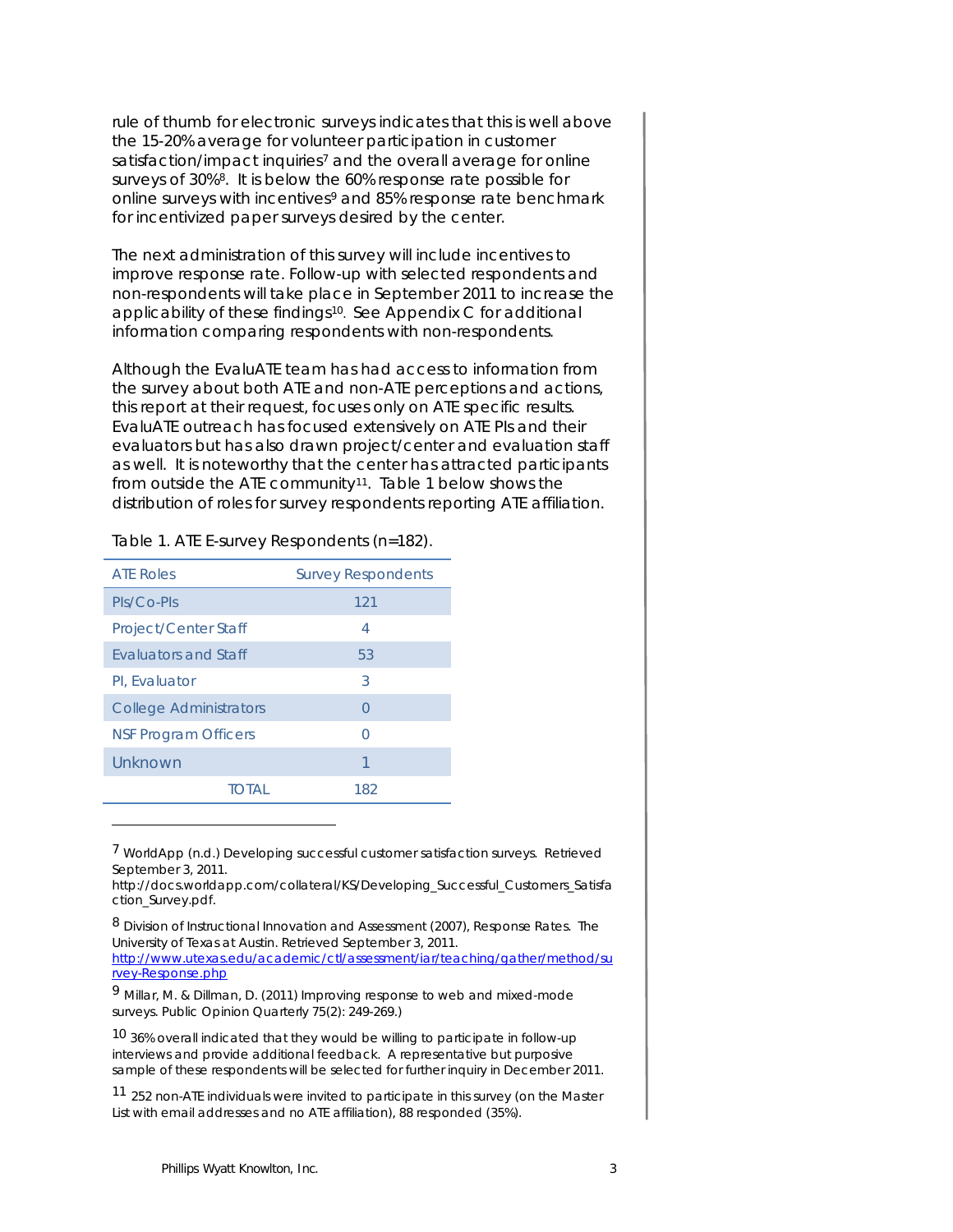rule of thumb for electronic surveys indicates that this is well above the 15-20% average for volunteer participation in customer satisfaction/impact inquiries[7] and the overall average for online surveys of 30%[8]. It is below the 60% response rate possible for online surveys with incentives[9] and 85% response rate benchmark for incentivized paper surveys desired by the center.

The next administration of this survey will include incentives to improve response rate. Follow-up with selected respondents and non-respondents will take place in September 2011 to increase the applicability of these findings[10]. See Appendix C for additional information comparing respondents with non-respondents.

Although the EvaluATE team has had access to information from the survey about both ATE and non-ATE perceptions and actions, this report at their request, focuses only on ATE specific results. EvaluATE outreach has focused extensively on ATE PIs and their evaluators but has also drawn project/center and evaluation staff as well. It is noteworthy that the center has attracted participants from outside the ATE community[11]. Table 1 below shows the distribution of roles for survey respondents reporting ATE affiliation.

Table 1. ATE E-survey Respondents (n=182).

| ATE Roles | Survey Respondents |
|---|---|
| PIs/Co-PIs | 121 |
| Project/Center Staff | 4 |
| Evaluators and Staff | 53 |
| PI, Evaluator | 3 |
| College Administrators | 0 |
| NSF Program Officers | 0 |
| Unknown | 1 |
| TOTAL | 182 |

---

[7] WorldApp (n.d.) Developing successful customer satisfaction surveys. Retrieved September 3, 2011. http://docs.worldapp.com/collateral/KS/Developing_Successful_Customers_Satisfaction_Survey.pdf.

[8] Division of Instructional Innovation and Assessment (2007), Response Rates. The University of Texas at Austin. Retrieved September 3, 2011. http://www.utexas.edu/academic/ctl/assessment/iar/teaching/gather/method/survey-Response.php

[9] Millar, M. & Dillman, D. (2011) Improving response to web and mixed-mode surveys. Public Opinion Quarterly 75(2): 249-269.)

[10] 36% overall indicated that they would be willing to participate in follow-up interviews and provide additional feedback. A representative but purposive sample of these respondents will be selected for further inquiry in December 2011.

[11] 252 non-ATE individuals were invited to participate in this survey (on the Master List with email addresses and no ATE affiliation), 88 responded (35%).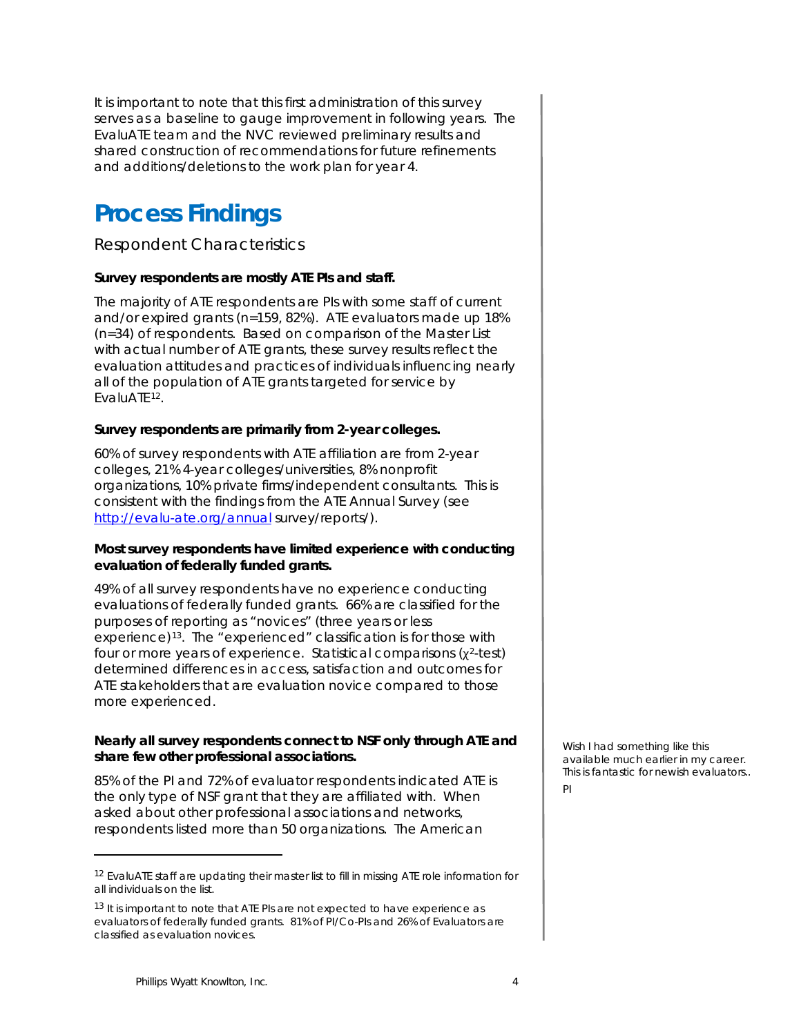It is important to note that this first administration of this survey serves as a baseline to gauge improvement in following years. The EvaluATE team and the NVC reviewed preliminary results and shared construction of recommendations for future refinements and additions/deletions to the work plan for year 4.

# Process Findings

## Respondent Characteristics

**Survey respondents are mostly ATE PIs and staff.**

The majority of ATE respondents are PIs with some staff of current and/or expired grants (n=159, 82%). ATE evaluators made up 18% (n=34) of respondents. Based on comparison of the Master List with actual number of ATE grants, these survey results reflect the evaluation attitudes and practices of individuals influencing nearly all of the population of ATE grants targeted for service by EvaluATE[12].

**Survey respondents are primarily from 2-year colleges.**

60% of survey respondents with ATE affiliation are from 2-year colleges, 21% 4-year colleges/universities, 8% nonprofit organizations, 10% private firms/independent consultants. This is consistent with the findings from the ATE Annual Survey (see http://evalu-ate.org/annual survey/reports/).

**Most survey respondents have limited experience with conducting evaluation of federally funded grants.**

49% of all survey respondents have no experience conducting evaluations of federally funded grants. 66% are classified for the purposes of reporting as "novices" (three years or less experience)[13]. The "experienced" classification is for those with four or more years of experience. Statistical comparisons ($\chi^2$-test) determined differences in access, satisfaction and outcomes for ATE stakeholders that are evaluation novice compared to those more experienced.

**Nearly all survey respondents connect to NSF only through ATE and share few other professional associations.**

85% of the PI and 72% of evaluator respondents indicated ATE is the only type of NSF grant that they are affiliated with. When asked about other professional associations and networks, respondents listed more than 50 organizations. The American

*Wish I had something like this available much earlier in my career. This is fantastic for newish evaluators..*

*PI*

[12] EvaluATE staff are updating their master list to fill in missing ATE role information for all individuals on the list.

[13] It is important to note that ATE PIs are not expected to have experience as evaluators of federally funded grants. 81% of PI/Co-PIs and 26% of Evaluators are classified as evaluation novices.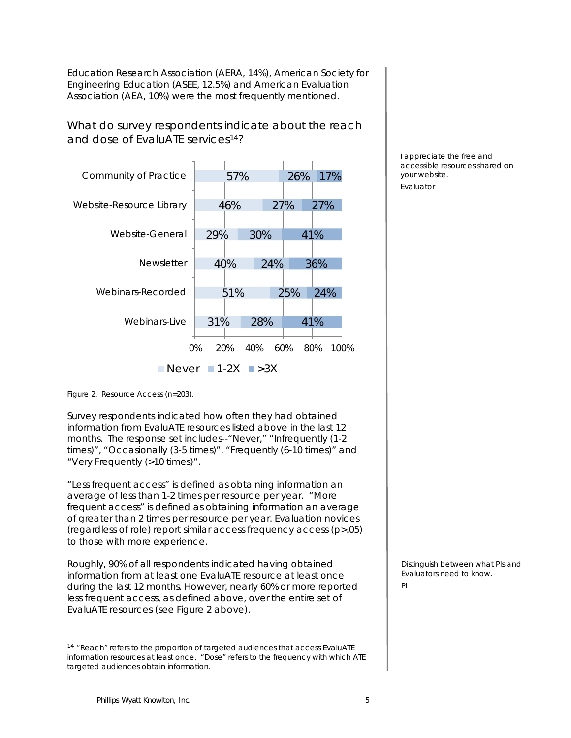Education Research Association (AERA, 14%), American Society for Engineering Education (ASEE, 12.5%) and American Evaluation Association (AEA, 10%) were the most frequently mentioned.

## What do survey respondents indicate about the reach and dose of EvaluATE services[14]?

| | Never | 1-2X | >3X |
|---|---|---|---|
| Community of Practice | 57% | 26% | 17% |
| Website-Resource Library | 46% | 27% | 27% |
| Website-General | 29% | 30% | 41% |
| Newsletter | 40% | 24% | 36% |
| Webinars-Recorded | 51% | 25% | 24% |
| Webinars-Live | 31% | 28% | 41% |

*Figure 2. Resource Access (n=203).*

*I appreciate the free and accessible resources shared on your website.*

*Evaluator*

Survey respondents indicated how often they had obtained information from EvaluATE resources listed above in the last 12 months. The response set includes--"Never," "Infrequently (1-2 times)", "Occasionally (3-5 times)", "Frequently (6-10 times)" and "Very Frequently (>10 times)".

"Less frequent access" is defined as obtaining information an average of less than 1-2 times per resource per year. "More frequent access" is defined as obtaining information an average of greater than 2 times per resource per year. Evaluation novices (regardless of role) report similar access frequency access ($p>.05$) to those with more experience.

Roughly, 90% of all respondents indicated having obtained information from at least one EvaluATE resource at least once during the last 12 months. However, nearly 60% or more reported less frequent access, as defined above, over the entire set of EvaluATE resources (see Figure 2 above).

*Distinguish between what PIs and Evaluators need to know.*

*PI*

[14] "Reach" refers to the proportion of targeted audiences that access EvaluATE information resources at least once. "Dose" refers to the frequency with which ATE targeted audiences obtain information.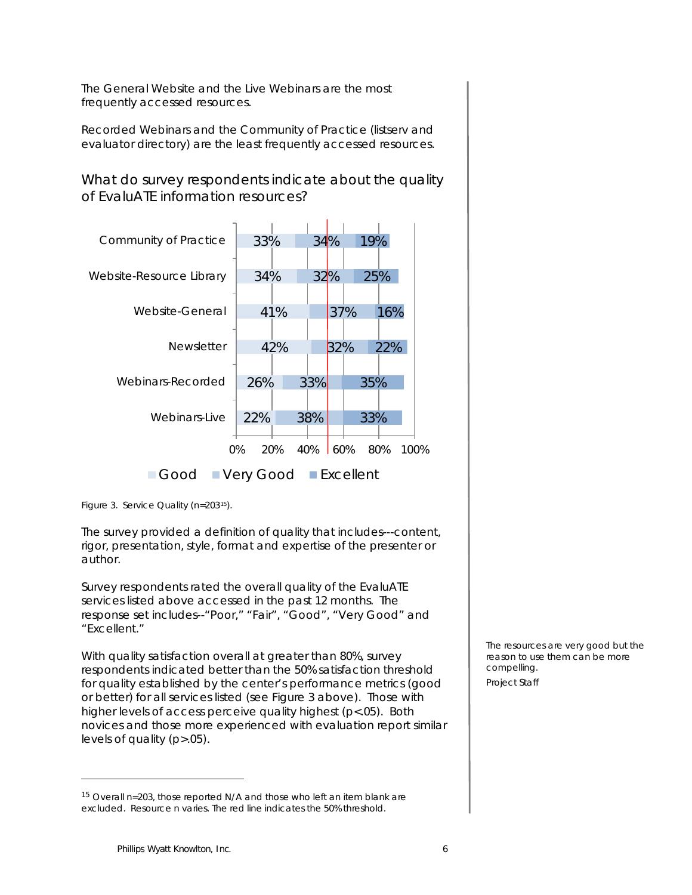The General Website and the Live Webinars are the most frequently accessed resources.

Recorded Webinars and the Community of Practice (listserv and evaluator directory) are the least frequently accessed resources.

## What do survey respondents indicate about the quality of EvaluATE information resources?

| Resource | Good | Very Good | Excellent |
|---|---|---|---|
| Community of Practice | 33% | 34% | 19% |
| Website-Resource Library | 34% | 32% | 25% |
| Website-General | 41% | 37% | 16% |
| Newsletter | 42% | 32% | 22% |
| Webinars-Recorded | 26% | 33% | 35% |
| Webinars-Live | 22% | 38% | 33% |

Figure 3. Service Quality (n=203[15]).

The survey provided a definition of quality that includes---content, rigor, presentation, style, format and expertise of the presenter or author.

Survey respondents rated the overall quality of the EvaluATE services listed above accessed in the past 12 months. The response set includes--"Poor," "Fair", "Good", "Very Good" and "Excellent."

With quality satisfaction overall at greater than 80%, survey respondents indicated better than the 50% satisfaction threshold for quality established by the center's performance metrics (good or better) for all services listed (see Figure 3 above). Those with higher levels of access perceive quality highest ($p<.05$). Both novices and those more experienced with evaluation report similar levels of quality ($p>.05$).

> The resources are very good but the reason to use them can be more compelling.
>
> Project Staff

[15] Overall n=203, those reported N/A and those who left an item blank are excluded. Resource n varies. The red line indicates the 50% threshold.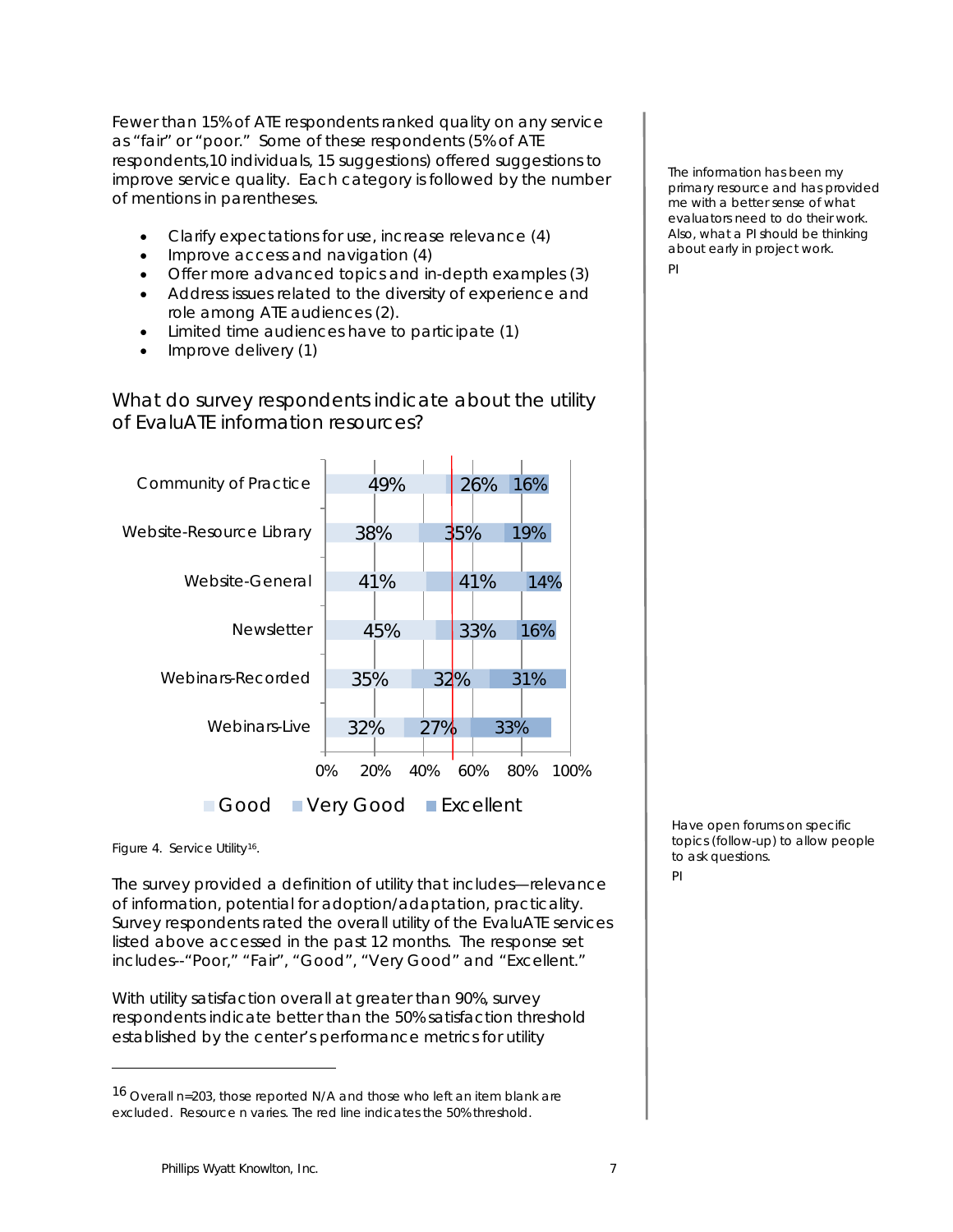Fewer than 15% of ATE respondents ranked quality on any service as "fair" or "poor." Some of these respondents (5% of ATE respondents,10 individuals, 15 suggestions) offered suggestions to improve service quality. Each category is followed by the number of mentions in parentheses.

- Clarify expectations for use, increase relevance (4)
- Improve access and navigation (4)
- Offer more advanced topics and in-depth examples (3)
- Address issues related to the diversity of experience and role among ATE audiences (2).
- Limited time audiences have to participate (1)
- Improve delivery (1)

*The information has been my primary resource and has provided me with a better sense of what evaluators need to do their work. Also, what a PI should be thinking about early in project work.*

*PI*

## What do survey respondents indicate about the utility of EvaluATE information resources?

| | Good | Very Good | Excellent |
|---|---|---|---|
| Community of Practice | 49% | 26% | 16% |
| Website-Resource Library | 38% | 35% | 19% |
| Website-General | 41% | 41% | 14% |
| Newsletter | 45% | 33% | 16% |
| Webinars-Recorded | 35% | 32% | 31% |
| Webinars-Live | 32% | 27% | 33% |

Figure 4. Service Utility[16].

*Have open forums on specific topics (follow-up) to allow people to ask questions.*

*PI*

The survey provided a definition of utility that includes—relevance of information, potential for adoption/adaptation, practicality. Survey respondents rated the overall utility of the EvaluATE services listed above accessed in the past 12 months. The response set includes--"Poor," "Fair", "Good", "Very Good" and "Excellent."

With utility satisfaction overall at greater than 90%, survey respondents indicate better than the 50% satisfaction threshold established by the center's performance metrics for utility

[16] Overall n=203, those reported N/A and those who left an item blank are excluded. Resource n varies. The red line indicates the 50% threshold.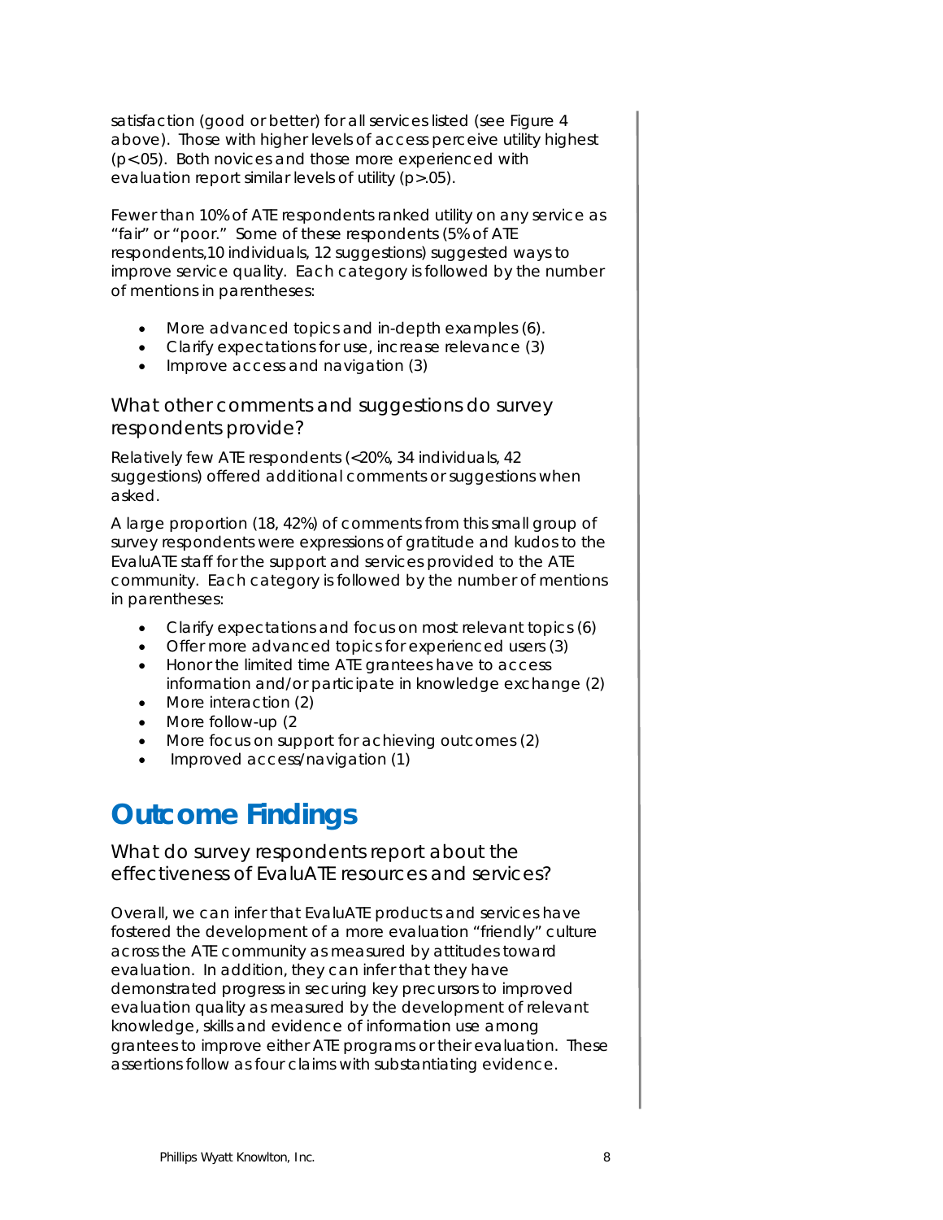satisfaction (good or better) for all services listed (see Figure 4 above). Those with higher levels of access perceive utility highest ($p<.05$). Both novices and those more experienced with evaluation report similar levels of utility ($p>.05$).

Fewer than 10% of ATE respondents ranked utility on any service as "fair" or "poor." Some of these respondents (5% of ATE respondents,10 individuals, 12 suggestions) suggested ways to improve service quality. Each category is followed by the number of mentions in parentheses:

- More advanced topics and in-depth examples (6).
- Clarify expectations for use, increase relevance (3)
- Improve access and navigation (3)

### What other comments and suggestions do survey respondents provide?

Relatively few ATE respondents (<20%, 34 individuals, 42 suggestions) offered additional comments or suggestions when asked.

A large proportion (18, 42%) of comments from this small group of survey respondents were expressions of gratitude and kudos to the EvaluATE staff for the support and services provided to the ATE community. Each category is followed by the number of mentions in parentheses:

- Clarify expectations and focus on most relevant topics (6)
- Offer more advanced topics for experienced users (3)
- Honor the limited time ATE grantees have to access information and/or participate in knowledge exchange (2)
- More interaction (2)
- More follow-up (2
- More focus on support for achieving outcomes (2)
- Improved access/navigation (1)

## Outcome Findings

### What do survey respondents report about the effectiveness of EvaluATE resources and services?

Overall, we can infer that EvaluATE products and services have fostered the development of a more evaluation "friendly" culture across the ATE community as measured by attitudes toward evaluation. In addition, they can infer that they have demonstrated progress in securing key precursors to improved evaluation quality as measured by the development of relevant knowledge, skills and evidence of information use among grantees to improve either ATE programs or their evaluation. These assertions follow as four claims with substantiating evidence.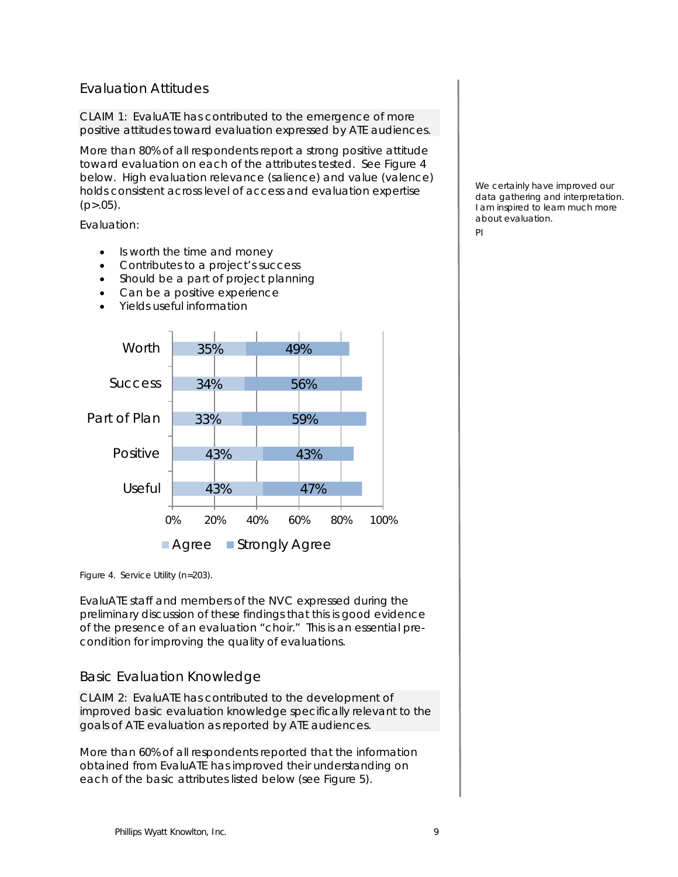## Evaluation Attitudes

CLAIM 1: EvaluATE has contributed to the emergence of more positive attitudes toward evaluation expressed by ATE audiences.

More than 80% of all respondents report a strong positive attitude toward evaluation on each of the attributes tested. See Figure 4 below. High evaluation relevance (salience) and value (valence) holds consistent across level of access and evaluation expertise ($p>.05$).

Evaluation:

- Is worth the time and money
- Contributes to a project's success
- Should be a part of project planning
- Can be a positive experience
- Yields useful information

| | Agree | Strongly Agree |
|---|---|---|
| Worth | 35% | 49% |
| Success | 34% | 56% |
| Part of Plan | 33% | 59% |
| Positive | 43% | 43% |
| Useful | 43% | 47% |

Figure 4. Service Utility (n=203).

*We certainly have improved our data gathering and interpretation. I am inspired to learn much more about evaluation.*

*PI*

EvaluATE staff and members of the NVC expressed during the preliminary discussion of these findings that this is good evidence of the presence of an evaluation "choir." This is an essential pre-condition for improving the quality of evaluations.

## Basic Evaluation Knowledge

CLAIM 2: EvaluATE has contributed to the development of improved basic evaluation knowledge specifically relevant to the goals of ATE evaluation as reported by ATE audiences.

More than 60% of all respondents reported that the information obtained from EvaluATE has improved their understanding on each of the basic attributes listed below (see Figure 5).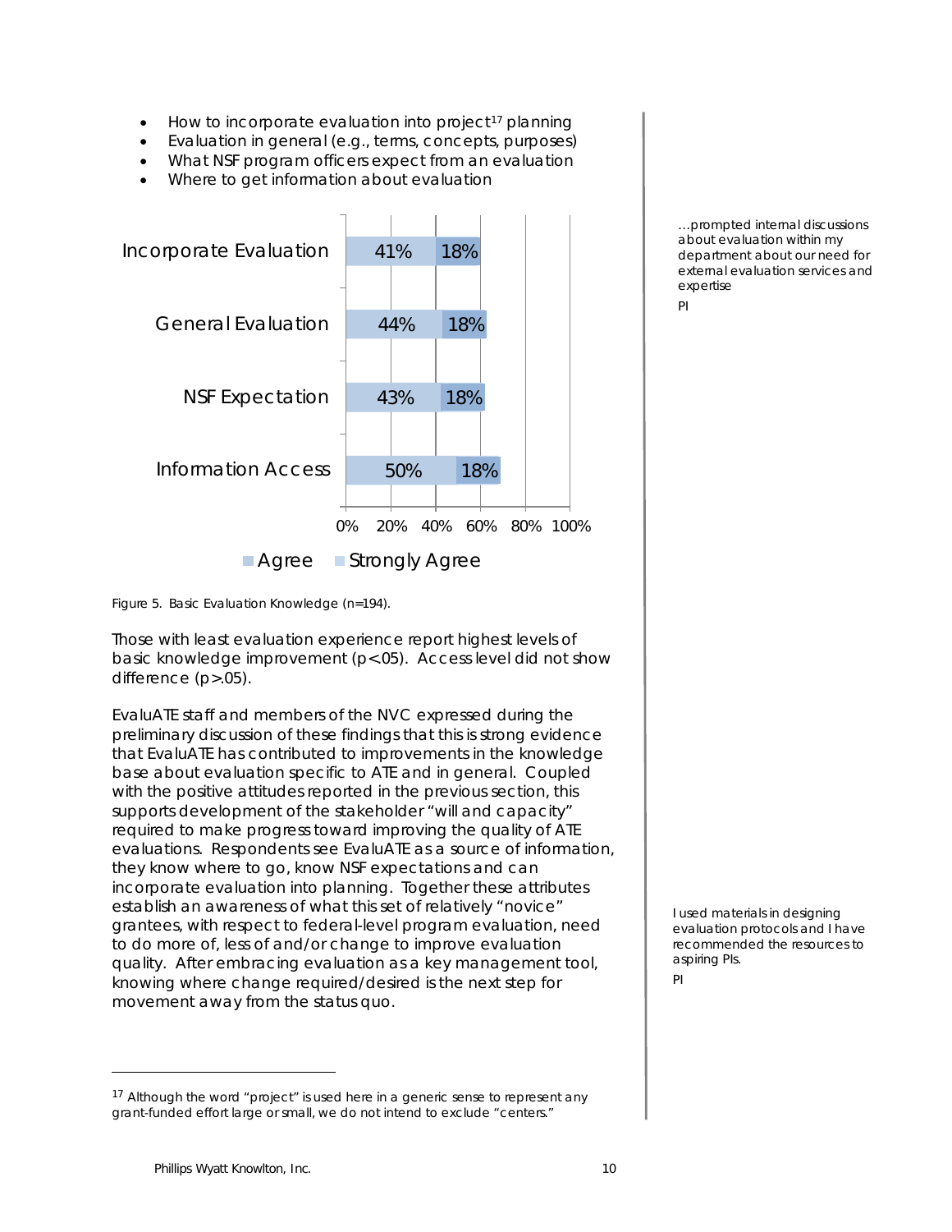- How to incorporate evaluation into project[17] planning
- Evaluation in general (e.g., terms, concepts, purposes)
- What NSF program officers expect from an evaluation
- Where to get information about evaluation

| | Agree | Strongly Agree |
|---|---|---|
| Incorporate Evaluation | 41% | 18% |
| General Evaluation | 44% | 18% |
| NSF Expectation | 43% | 18% |
| Information Access | 50% | 18% |

Figure 5. Basic Evaluation Knowledge (n=194).

Those with least evaluation experience report highest levels of basic knowledge improvement ($p<.05$). Access level did not show difference ($p>.05$).

EvaluATE staff and members of the NVC expressed during the preliminary discussion of these findings that this is strong evidence that EvaluATE has contributed to improvements in the knowledge base about evaluation specific to ATE and in general. Coupled with the positive attitudes reported in the previous section, this supports development of the stakeholder "will and capacity" required to make progress toward improving the quality of ATE evaluations. Respondents see EvaluATE as a source of information, they know where to go, know NSF expectations and can incorporate evaluation into planning. Together these attributes establish an awareness of what this set of relatively "novice" grantees, with respect to federal-level program evaluation, need to do more of, less of and/or change to improve evaluation quality. After embracing evaluation as a key management tool, knowing where change required/desired is the next step for movement away from the status quo.

> …prompted internal discussions about evaluation within my department about our need for external evaluation services and expertise
>
> PI

> I used materials in designing evaluation protocols and I have recommended the resources to aspiring PIs.
>
> PI

[17] Although the word "project" is used here in a generic sense to represent any grant-funded effort large or small, we do not intend to exclude "centers."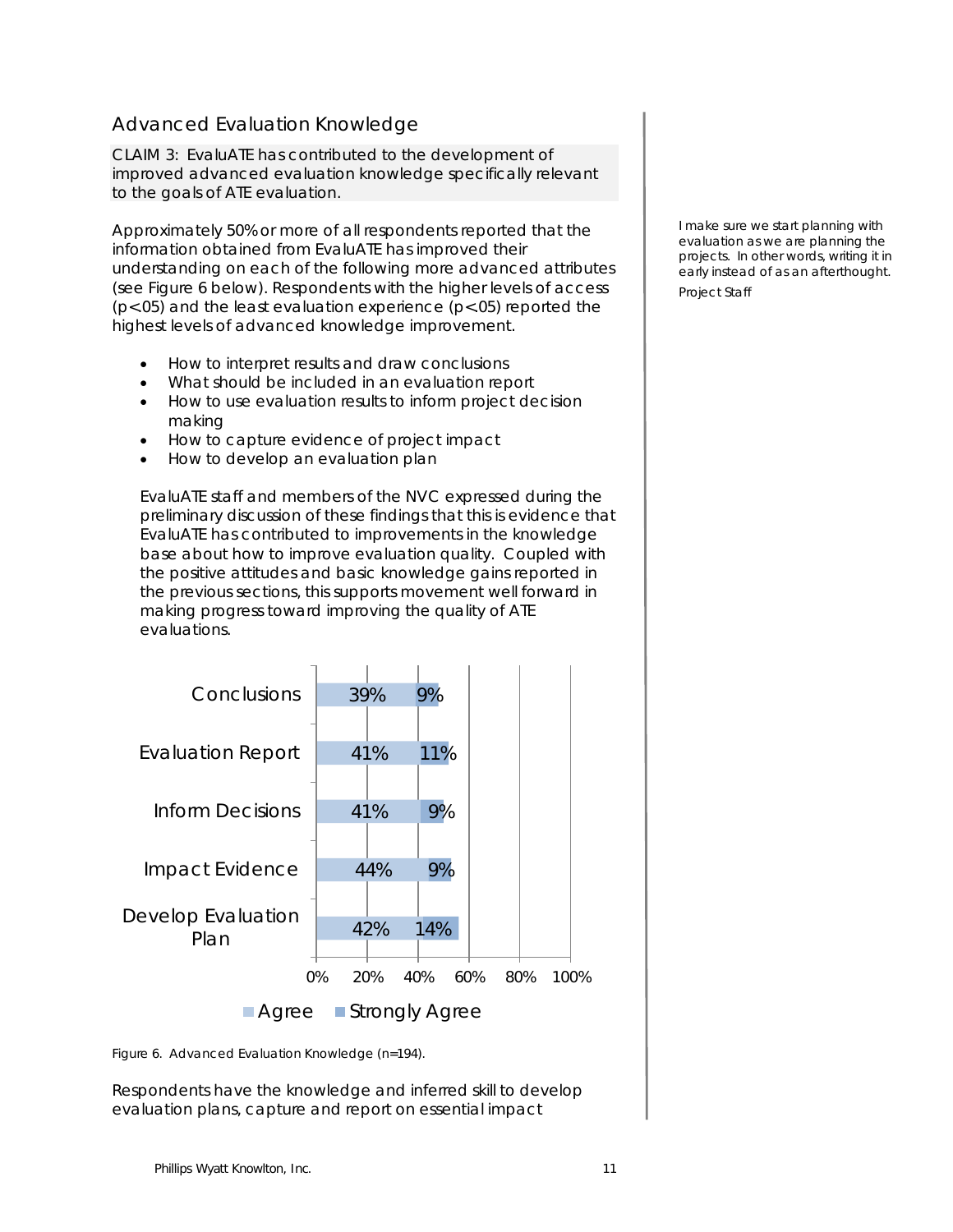## Advanced Evaluation Knowledge

CLAIM 3: EvaluATE has contributed to the development of improved advanced evaluation knowledge specifically relevant to the goals of ATE evaluation.

Approximately 50% or more of all respondents reported that the information obtained from EvaluATE has improved their understanding on each of the following more advanced attributes (see Figure 6 below). Respondents with the higher levels of access ($p<.05$) and the least evaluation experience ($p<.05$) reported the highest levels of advanced knowledge improvement.

> *I make sure we start planning with evaluation as we are planning the projects. In other words, writing it in early instead of as an afterthought.*
>
> *Project Staff*

- How to interpret results and draw conclusions
- What should be included in an evaluation report
- How to use evaluation results to inform project decision making
- How to capture evidence of project impact
- How to develop an evaluation plan

EvaluATE staff and members of the NVC expressed during the preliminary discussion of these findings that this is evidence that EvaluATE has contributed to improvements in the knowledge base about how to improve evaluation quality. Coupled with the positive attitudes and basic knowledge gains reported in the previous sections, this supports movement well forward in making progress toward improving the quality of ATE evaluations.

| | Agree | Strongly Agree |
|---|---|---|
| Conclusions | 39% | 9% |
| Evaluation Report | 41% | 11% |
| Inform Decisions | 41% | 9% |
| Impact Evidence | 44% | 9% |
| Develop Evaluation Plan | 42% | 14% |

Figure 6. Advanced Evaluation Knowledge (n=194).

Respondents have the knowledge and inferred skill to develop evaluation plans, capture and report on essential impact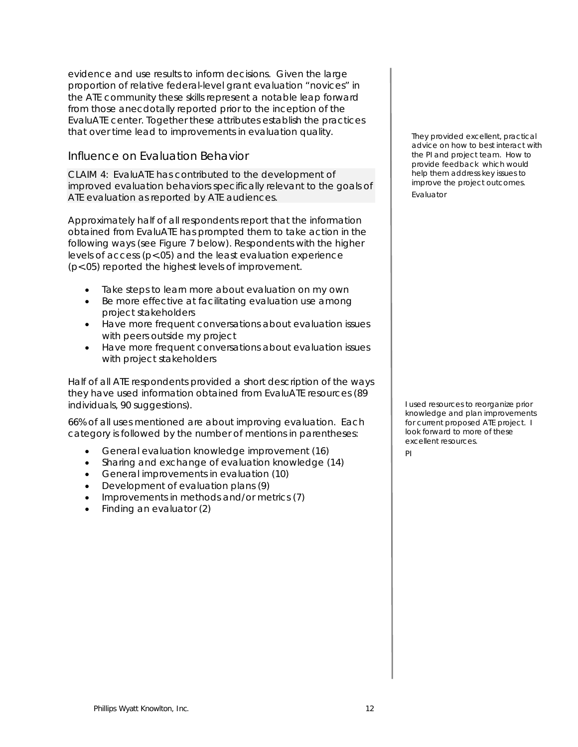evidence and use results to inform decisions. Given the large proportion of relative federal-level grant evaluation "novices" in the ATE community these skills represent a notable leap forward from those anecdotally reported prior to the inception of the EvaluATE center. Together these attributes establish the practices that over time lead to improvements in evaluation quality.

## Influence on Evaluation Behavior

CLAIM 4: EvaluATE has contributed to the development of improved evaluation behaviors specifically relevant to the goals of ATE evaluation as reported by ATE audiences.

*They provided excellent, practical advice on how to best interact with the PI and project team. How to provide feedback which would help them address key issues to improve the project outcomes.*

*Evaluator*

Approximately half of all respondents report that the information obtained from EvaluATE has prompted them to take action in the following ways (see Figure 7 below). Respondents with the higher levels of access ($p<.05$) and the least evaluation experience ($p<.05$) reported the highest levels of improvement.

- Take steps to learn more about evaluation on my own
- Be more effective at facilitating evaluation use among project stakeholders
- Have more frequent conversations about evaluation issues with peers outside my project
- Have more frequent conversations about evaluation issues with project stakeholders

Half of all ATE respondents provided a short description of the ways they have used information obtained from EvaluATE resources (89 individuals, 90 suggestions).

66% of all uses mentioned are about improving evaluation. Each category is followed by the number of mentions in parentheses:

- General evaluation knowledge improvement (16)
- Sharing and exchange of evaluation knowledge (14)
- General improvements in evaluation (10)
- Development of evaluation plans (9)
- Improvements in methods and/or metrics (7)
- Finding an evaluator (2)

*I used resources to reorganize prior knowledge and plan improvements for current proposed ATE project. I look forward to more of these excellent resources.*

*PI*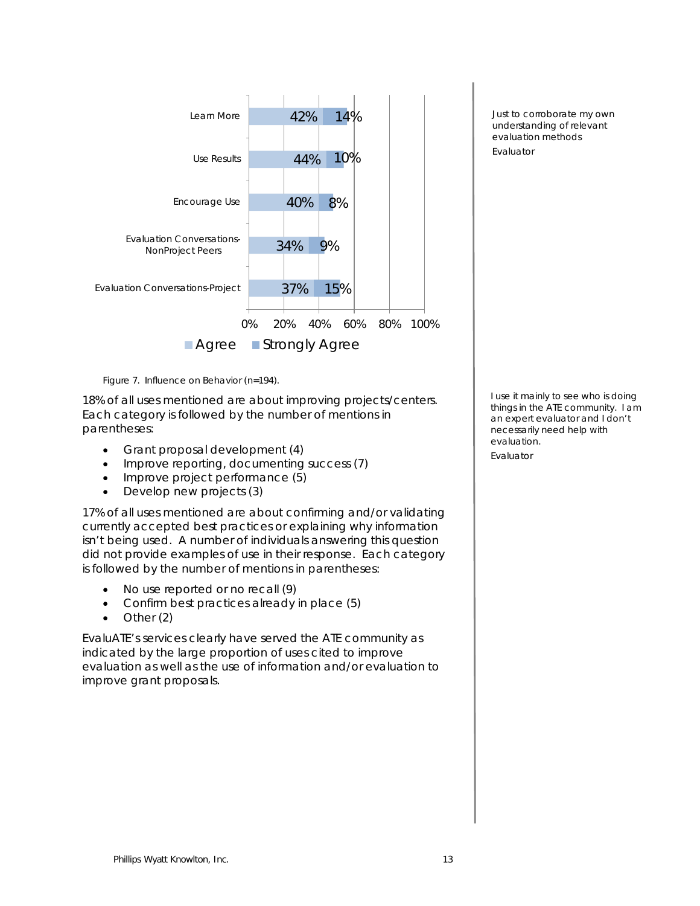| | Agree | Strongly Agree |
|---|---|---|
| Learn More | 42% | 14% |
| Use Results | 44% | 10% |
| Encourage Use | 40% | 8% |
| Evaluation Conversations-NonProject Peers | 34% | 9% |
| Evaluation Conversations-Project | 37% | 15% |

Figure 7. Influence on Behavior (n=194).

18% of all uses mentioned are about improving projects/centers. Each category is followed by the number of mentions in parentheses:

- Grant proposal development (4)
- Improve reporting, documenting success (7)
- Improve project performance (5)
- Develop new projects (3)

17% of all uses mentioned are about confirming and/or validating currently accepted best practices or explaining why information isn't being used. A number of individuals answering this question did not provide examples of use in their response. Each category is followed by the number of mentions in parentheses:

- No use reported or no recall (9)
- Confirm best practices already in place (5)
- Other (2)

EvaluATE's services clearly have served the ATE community as indicated by the large proportion of uses cited to improve evaluation as well as the use of information and/or evaluation to improve grant proposals.

*Just to corroborate my own understanding of relevant evaluation methods*

Evaluator

*I use it mainly to see who is doing things in the ATE community. I am an expert evaluator and I don't necessarily need help with evaluation.*

Evaluator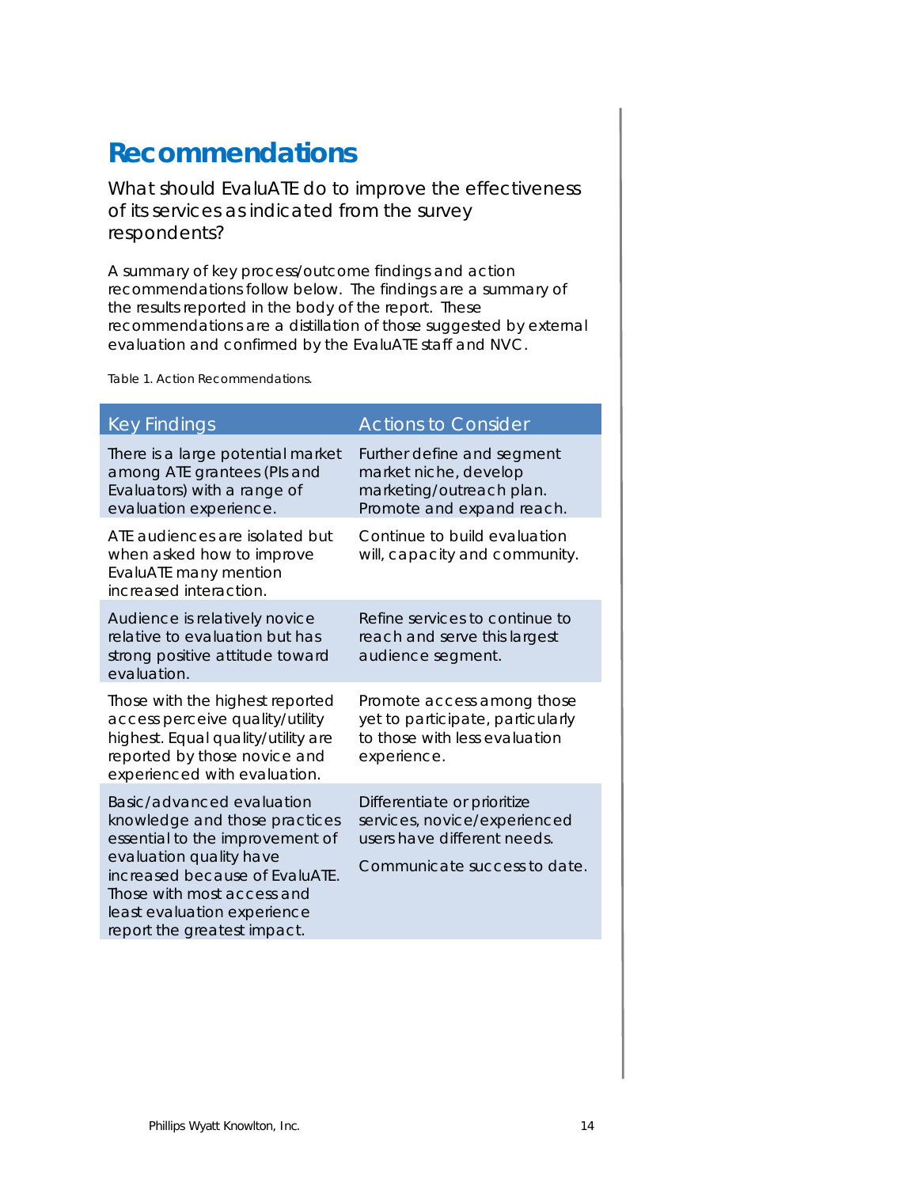# Recommendations

What should EvaluATE do to improve the effectiveness of its services as indicated from the survey respondents?

A summary of key process/outcome findings and action recommendations follow below. The findings are a summary of the results reported in the body of the report. These recommendations are a distillation of those suggested by external evaluation and confirmed by the EvaluATE staff and NVC.

Table 1. Action Recommendations.

| Key Findings | Actions to Consider |
|---|---|
| There is a large potential market among ATE grantees (PIs and Evaluators) with a range of evaluation experience. | Further define and segment market niche, develop marketing/outreach plan. Promote and expand reach. |
| ATE audiences are isolated but when asked how to improve EvaluATE many mention increased interaction. | Continue to build evaluation will, capacity and community. |
| Audience is relatively novice relative to evaluation but has strong positive attitude toward evaluation. | Refine services to continue to reach and serve this largest audience segment. |
| Those with the highest reported access perceive quality/utility highest. Equal quality/utility are reported by those novice and experienced with evaluation. | Promote access among those yet to participate, particularly to those with less evaluation experience. |
| Basic/advanced evaluation knowledge and those practices essential to the improvement of evaluation quality have increased because of EvaluATE. Those with most access and least evaluation experience report the greatest impact. | Differentiate or prioritize services, novice/experienced users have different needs.<br><br>Communicate success to date. |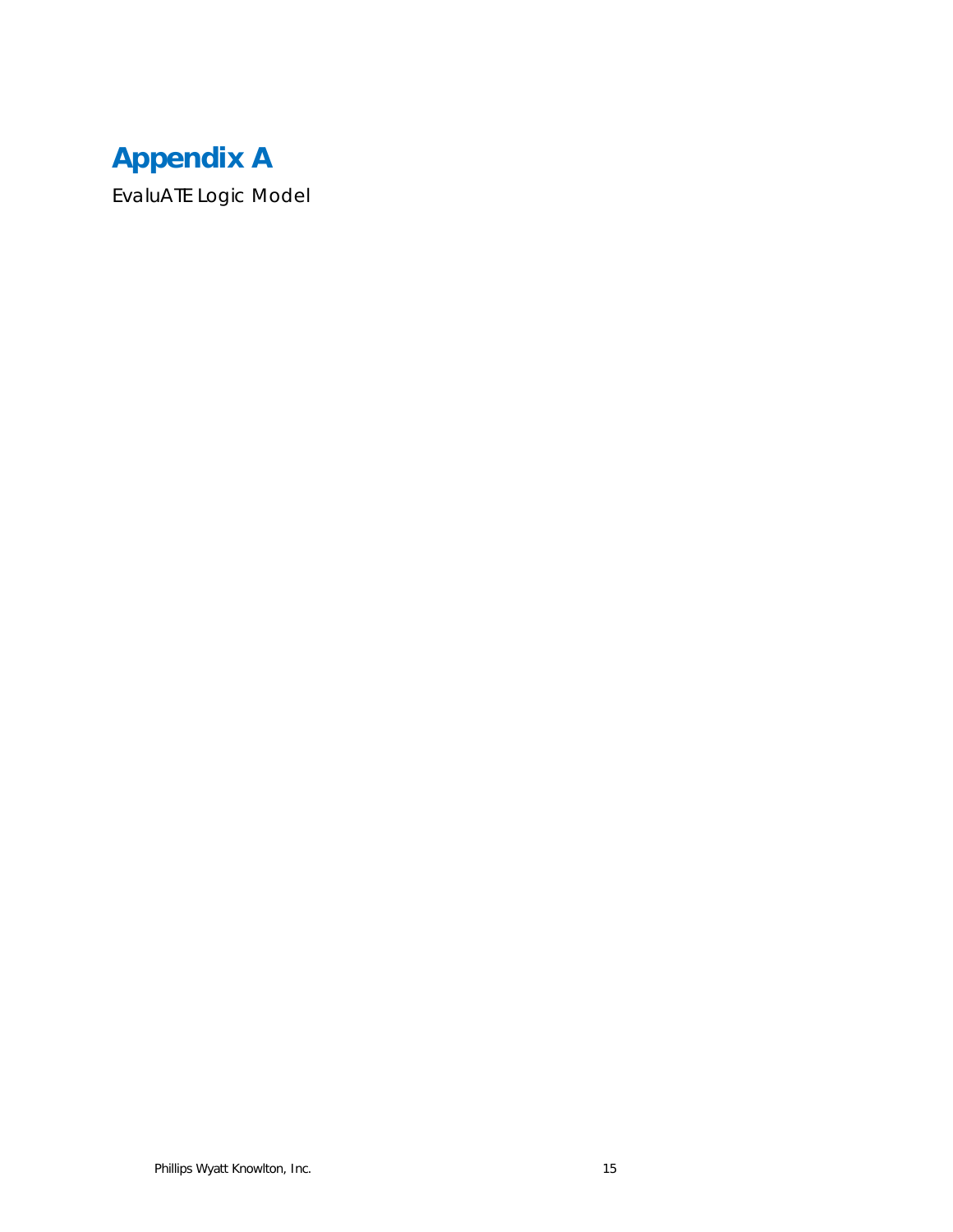# Appendix A

EvaluATE Logic Model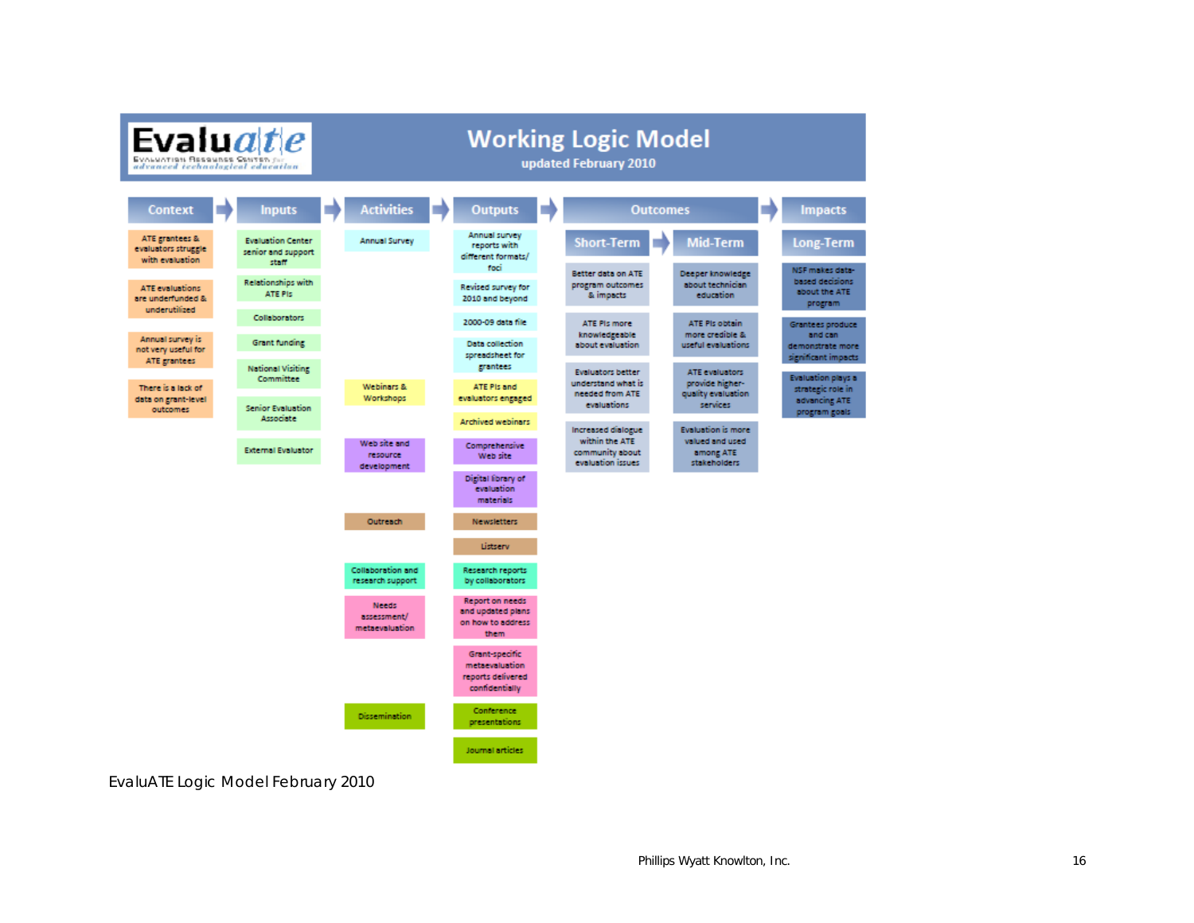# Evaluate — Working Logic Model

updated February 2010

| Context | Inputs | Activities | Outputs |
|---|---|---|---|
| ATE grantees & evaluators struggle with evaluation | Evaluation Center senior and support staff | Annual Survey | Annual survey reports with different formats/ foci |
| ATE evaluations are underfunded & underutilized | Relationships with ATE PIs | | Revised survey for 2010 and beyond |
| Annual survey is not very useful for ATE grantees | Collaborators | | 2000-09 data file |
| There is a lack of data on grant-level outcomes | Grant funding | | Data collection spreadsheet for grantees |
| | National Visiting Committee | Webinars & Workshops | ATE PIs and evaluators engaged |
| | Senior Evaluation Associate | | Archived webinars |
| | External Evaluator | Web site and resource development | Comprehensive Web site |
| | | | Digital library of evaluation materials |
| | | Outreach | Newsletters |
| | | | Listserv |
| | | Collaboration and research support | Research reports by collaborators |
| | | Needs assessment/ metaevaluation | Report on needs and updated plans on how to address them |
| | | | Grant-specific metaevaluation reports delivered confidentially |
| | | Dissemination | Conference presentations |
| | | | Journal articles |

| Outcomes: Short-Term | Outcomes: Mid-Term | Impacts: Long-Term |
|---|---|---|
| Better data on ATE program outcomes & impacts | Deeper knowledge about technician education | NSF makes data-based decisions about the ATE program |
| ATE PIs more knowledgeable about evaluation | ATE PIs obtain more credible & useful evaluations | Grantees produce and can demonstrate more significant impacts |
| Evaluators better understand what is needed from ATE evaluations | ATE evaluators provide higher-quality evaluation services | Evaluation plays a strategic role in advancing ATE program goals |
| Increased dialogue within the ATE community about evaluation issues | Evaluation is more valued and used among ATE stakeholders | |

EvaluATE Logic Model February 2010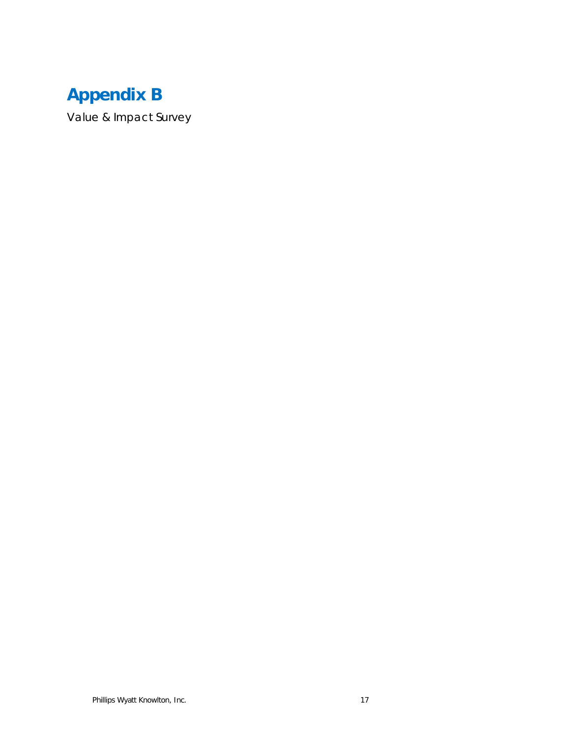# Appendix B

*Value & Impact Survey*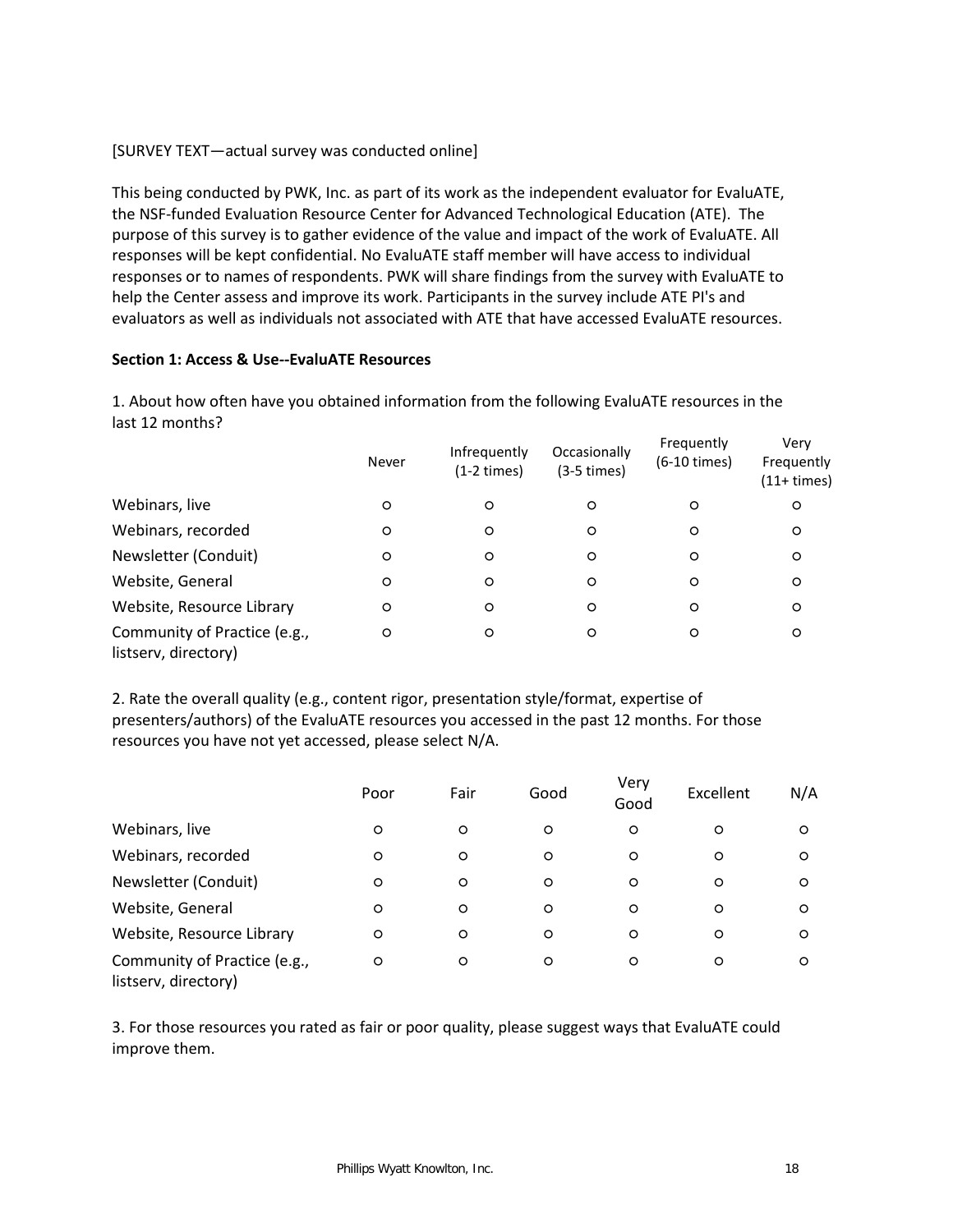[SURVEY TEXT—actual survey was conducted online]

This being conducted by PWK, Inc. as part of its work as the independent evaluator for EvaluATE, the NSF-funded Evaluation Resource Center for Advanced Technological Education (ATE). The purpose of this survey is to gather evidence of the value and impact of the work of EvaluATE. All responses will be kept confidential. No EvaluATE staff member will have access to individual responses or to names of respondents. PWK will share findings from the survey with EvaluATE to help the Center assess and improve its work. Participants in the survey include ATE PI's and evaluators as well as individuals not associated with ATE that have accessed EvaluATE resources.

**Section 1: Access & Use--EvaluATE Resources**

1. About how often have you obtained information from the following EvaluATE resources in the last 12 months?

| | Never | Infrequently (1-2 times) | Occasionally (3-5 times) | Frequently (6-10 times) | Very Frequently (11+ times) |
|---|---|---|---|---|---|
| Webinars, live | ○ | ○ | ○ | ○ | ○ |
| Webinars, recorded | ○ | ○ | ○ | ○ | ○ |
| Newsletter (Conduit) | ○ | ○ | ○ | ○ | ○ |
| Website, General | ○ | ○ | ○ | ○ | ○ |
| Website, Resource Library | ○ | ○ | ○ | ○ | ○ |
| Community of Practice (e.g., listserv, directory) | ○ | ○ | ○ | ○ | ○ |

2. Rate the overall quality (e.g., content rigor, presentation style/format, expertise of presenters/authors) of the EvaluATE resources you accessed in the past 12 months. For those resources you have not yet accessed, please select N/A.

| | Poor | Fair | Good | Very Good | Excellent | N/A |
|---|---|---|---|---|---|---|
| Webinars, live | ○ | ○ | ○ | ○ | ○ | ○ |
| Webinars, recorded | ○ | ○ | ○ | ○ | ○ | ○ |
| Newsletter (Conduit) | ○ | ○ | ○ | ○ | ○ | ○ |
| Website, General | ○ | ○ | ○ | ○ | ○ | ○ |
| Website, Resource Library | ○ | ○ | ○ | ○ | ○ | ○ |
| Community of Practice (e.g., listserv, directory) | ○ | ○ | ○ | ○ | ○ | ○ |

3. For those resources you rated as fair or poor quality, please suggest ways that EvaluATE could improve them.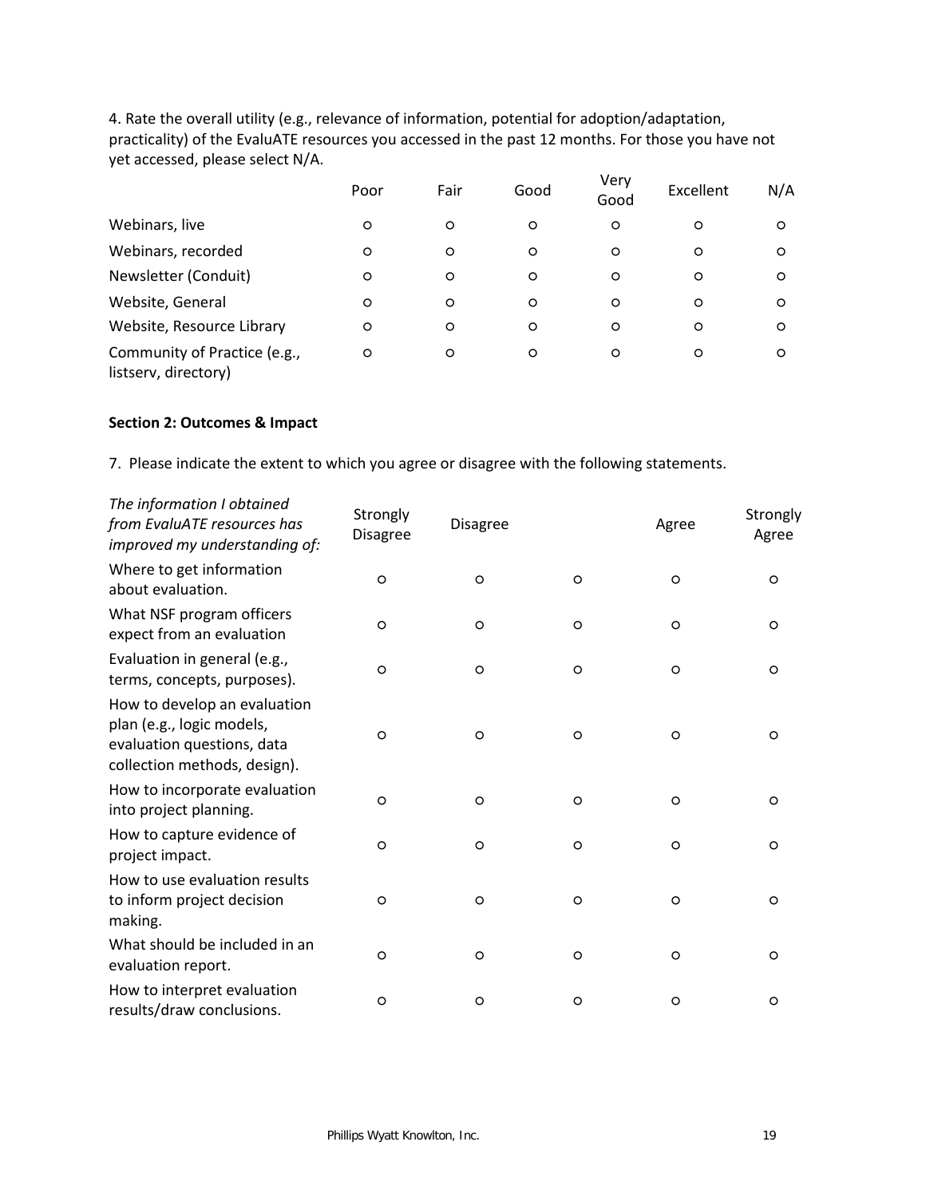4. Rate the overall utility (e.g., relevance of information, potential for adoption/adaptation, practicality) of the EvaluATE resources you accessed in the past 12 months. For those you have not yet accessed, please select N/A.

| | Poor | Fair | Good | Very Good | Excellent | N/A |
|---|---|---|---|---|---|---|
| Webinars, live | o | o | o | o | o | o |
| Webinars, recorded | o | o | o | o | o | o |
| Newsletter (Conduit) | o | o | o | o | o | o |
| Website, General | o | o | o | o | o | o |
| Website, Resource Library | o | o | o | o | o | o |
| Community of Practice (e.g., listserv, directory) | o | o | o | o | o | o |

**Section 2: Outcomes & Impact**

7. Please indicate the extent to which you agree or disagree with the following statements.

| *The information I obtained from EvaluATE resources has improved my understanding of:* | Strongly Disagree | Disagree | | Agree | Strongly Agree |
|---|---|---|---|---|---|
| Where to get information about evaluation. | o | o | o | o | o |
| What NSF program officers expect from an evaluation | o | o | o | o | o |
| Evaluation in general (e.g., terms, concepts, purposes). | o | o | o | o | o |
| How to develop an evaluation plan (e.g., logic models, evaluation questions, data collection methods, design). | o | o | o | o | o |
| How to incorporate evaluation into project planning. | o | o | o | o | o |
| How to capture evidence of project impact. | o | o | o | o | o |
| How to use evaluation results to inform project decision making. | o | o | o | o | o |
| What should be included in an evaluation report. | o | o | o | o | o |
| How to interpret evaluation results/draw conclusions. | o | o | o | o | o |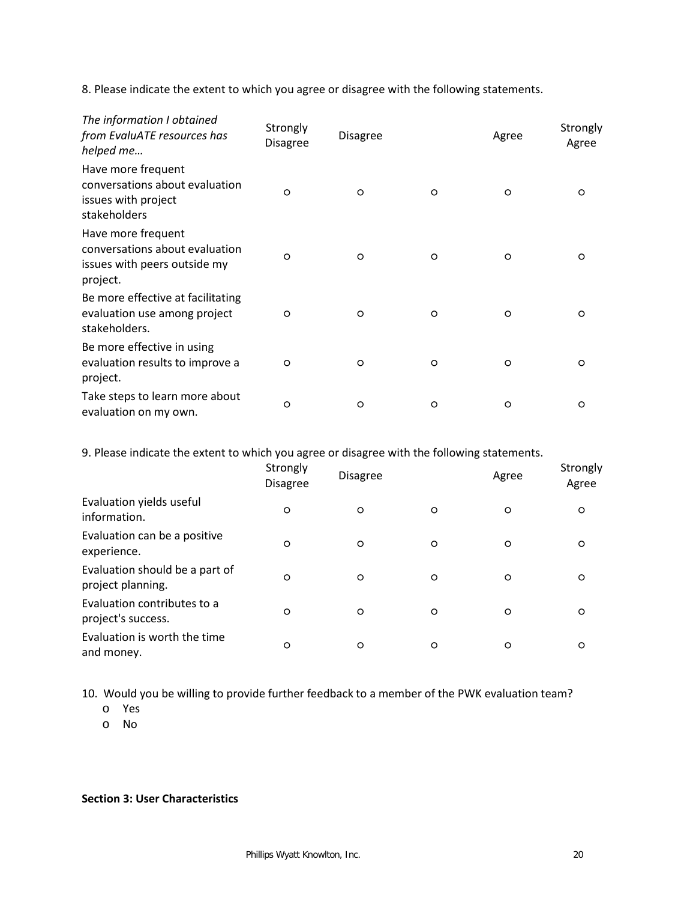8. Please indicate the extent to which you agree or disagree with the following statements.

| *The information I obtained from EvaluATE resources has helped me…* | Strongly Disagree | Disagree | | Agree | Strongly Agree |
|---|---|---|---|---|---|
| Have more frequent conversations about evaluation issues with project stakeholders | o | o | o | o | o |
| Have more frequent conversations about evaluation issues with peers outside my project. | o | o | o | o | o |
| Be more effective at facilitating evaluation use among project stakeholders. | o | o | o | o | o |
| Be more effective in using evaluation results to improve a project. | o | o | o | o | o |
| Take steps to learn more about evaluation on my own. | o | o | o | o | o |

9. Please indicate the extent to which you agree or disagree with the following statements.

| | Strongly Disagree | Disagree | | Agree | Strongly Agree |
|---|---|---|---|---|---|
| Evaluation yields useful information. | o | o | o | o | o |
| Evaluation can be a positive experience. | o | o | o | o | o |
| Evaluation should be a part of project planning. | o | o | o | o | o |
| Evaluation contributes to a project's success. | o | o | o | o | o |
| Evaluation is worth the time and money. | o | o | o | o | o |

10. Would you be willing to provide further feedback to a member of the PWK evaluation team?
- o Yes
- o No

**Section 3: User Characteristics**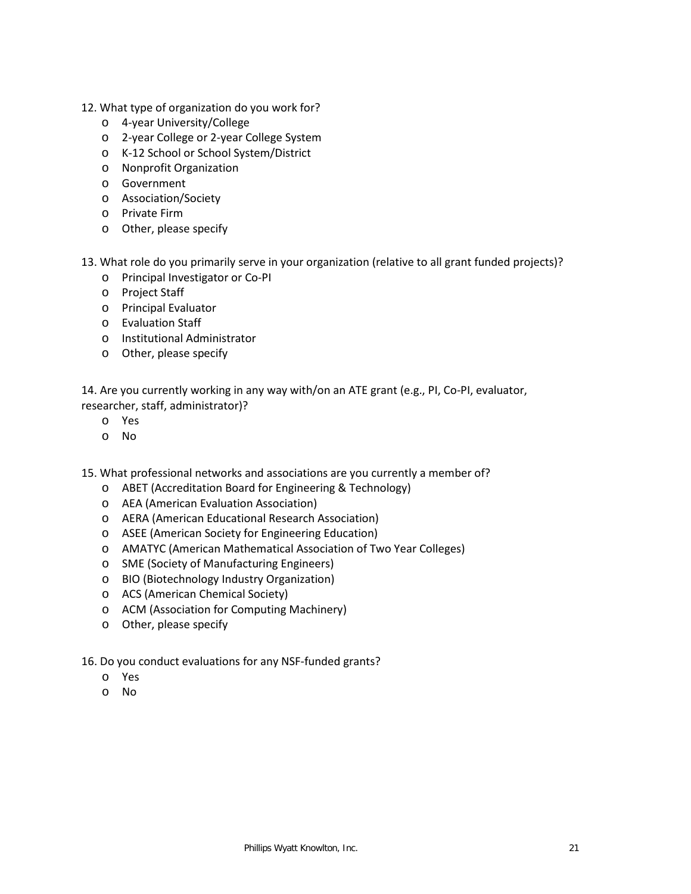12. What type of organization do you work for?
    - 4-year University/College
    - 2-year College or 2-year College System
    - K-12 School or School System/District
    - Nonprofit Organization
    - Government
    - Association/Society
    - Private Firm
    - Other, please specify

13. What role do you primarily serve in your organization (relative to all grant funded projects)?
    - Principal Investigator or Co-PI
    - Project Staff
    - Principal Evaluator
    - Evaluation Staff
    - Institutional Administrator
    - Other, please specify

14. Are you currently working in any way with/on an ATE grant (e.g., PI, Co-PI, evaluator, researcher, staff, administrator)?
    - Yes
    - No

15. What professional networks and associations are you currently a member of?
    - ABET (Accreditation Board for Engineering & Technology)
    - AEA (American Evaluation Association)
    - AERA (American Educational Research Association)
    - ASEE (American Society for Engineering Education)
    - AMATYC (American Mathematical Association of Two Year Colleges)
    - SME (Society of Manufacturing Engineers)
    - BIO (Biotechnology Industry Organization)
    - ACS (American Chemical Society)
    - ACM (Association for Computing Machinery)
    - Other, please specify

16. Do you conduct evaluations for any NSF-funded grants?
    - Yes
    - No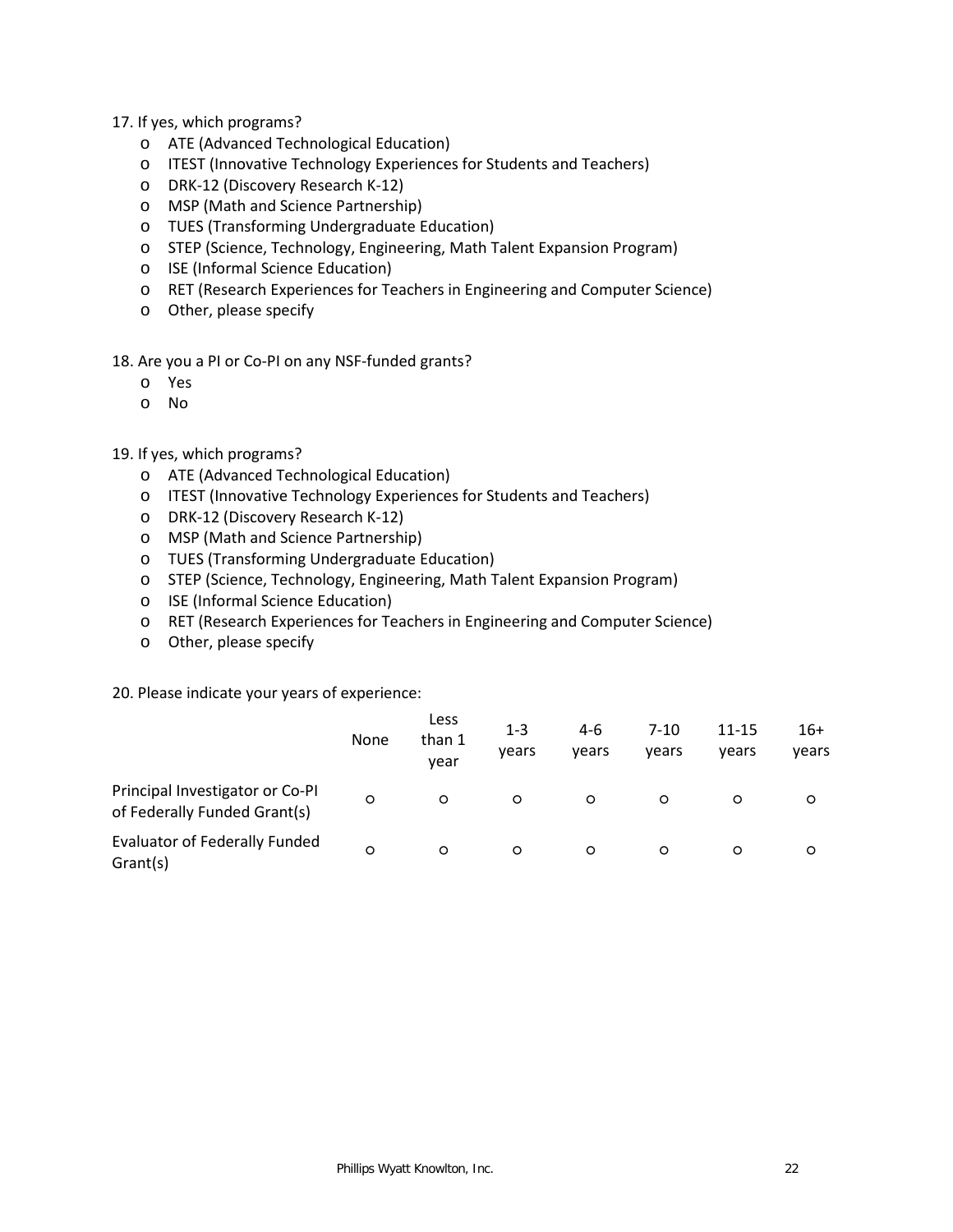17. If yes, which programs?
    - ATE (Advanced Technological Education)
    - ITEST (Innovative Technology Experiences for Students and Teachers)
    - DRK-12 (Discovery Research K-12)
    - MSP (Math and Science Partnership)
    - TUES (Transforming Undergraduate Education)
    - STEP (Science, Technology, Engineering, Math Talent Expansion Program)
    - ISE (Informal Science Education)
    - RET (Research Experiences for Teachers in Engineering and Computer Science)
    - Other, please specify

18. Are you a PI or Co-PI on any NSF-funded grants?
    - Yes
    - No

19. If yes, which programs?
    - ATE (Advanced Technological Education)
    - ITEST (Innovative Technology Experiences for Students and Teachers)
    - DRK-12 (Discovery Research K-12)
    - MSP (Math and Science Partnership)
    - TUES (Transforming Undergraduate Education)
    - STEP (Science, Technology, Engineering, Math Talent Expansion Program)
    - ISE (Informal Science Education)
    - RET (Research Experiences for Teachers in Engineering and Computer Science)
    - Other, please specify

20. Please indicate your years of experience:

| | None | Less than 1 year | 1-3 years | 4-6 years | 7-10 years | 11-15 years | 16+ years |
|---|---|---|---|---|---|---|---|
| Principal Investigator or Co-PI of Federally Funded Grant(s) | o | o | o | o | o | o | o |
| Evaluator of Federally Funded Grant(s) | o | o | o | o | o | o | o |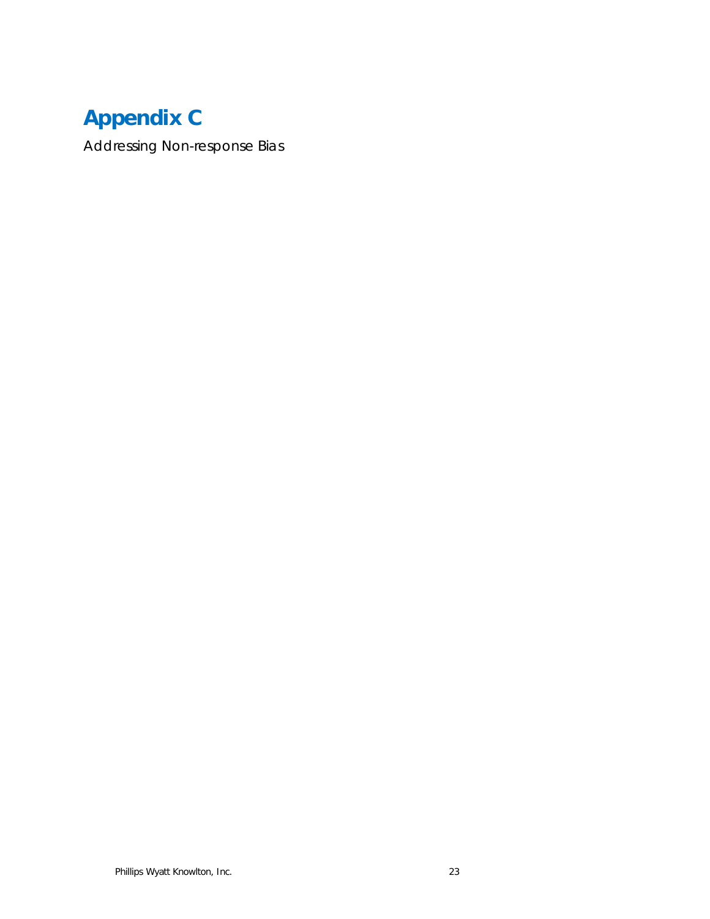# Appendix C

*Addressing Non-response Bias*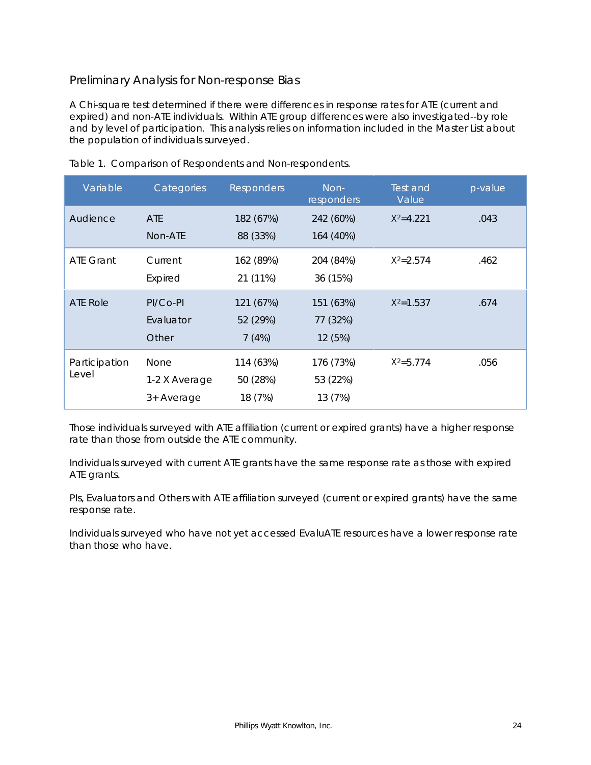## Preliminary Analysis for Non-response Bias

A Chi-square test determined if there were differences in response rates for ATE (current and expired) and non-ATE individuals. Within ATE group differences were also investigated--by role and by level of participation. This analysis relies on information included in the Master List about the population of individuals surveyed.

Table 1. Comparison of Respondents and Non-respondents.

| Variable | Categories | Responders | Non-responders | Test and Value | p-value |
|---|---|---|---|---|---|
| Audience | ATE | 182 (67%) | 242 (60%) | $X^2$=4.221 | .043 |
| | Non-ATE | 88 (33%) | 164 (40%) | | |
| ATE Grant | Current | 162 (89%) | 204 (84%) | $X^2$=2.574 | .462 |
| | Expired | 21 (11%) | 36 (15%) | | |
| ATE Role | PI/Co-PI | 121 (67%) | 151 (63%) | $X^2$=1.537 | .674 |
| | Evaluator | 52 (29%) | 77 (32%) | | |
| | Other | 7 (4%) | 12 (5%) | | |
| Participation Level | None | 114 (63%) | 176 (73%) | $X^2$=5.774 | .056 |
| | 1-2 X Average | 50 (28%) | 53 (22%) | | |
| | 3+ Average | 18 (7%) | 13 (7%) | | |

Those individuals surveyed with ATE affiliation (current or expired grants) have a higher response rate than those from outside the ATE community.

Individuals surveyed with current ATE grants have the same response rate as those with expired ATE grants.

PIs, Evaluators and Others with ATE affiliation surveyed (current or expired grants) have the same response rate.

Individuals surveyed who have not yet accessed EvaluATE resources have a lower response rate than those who have.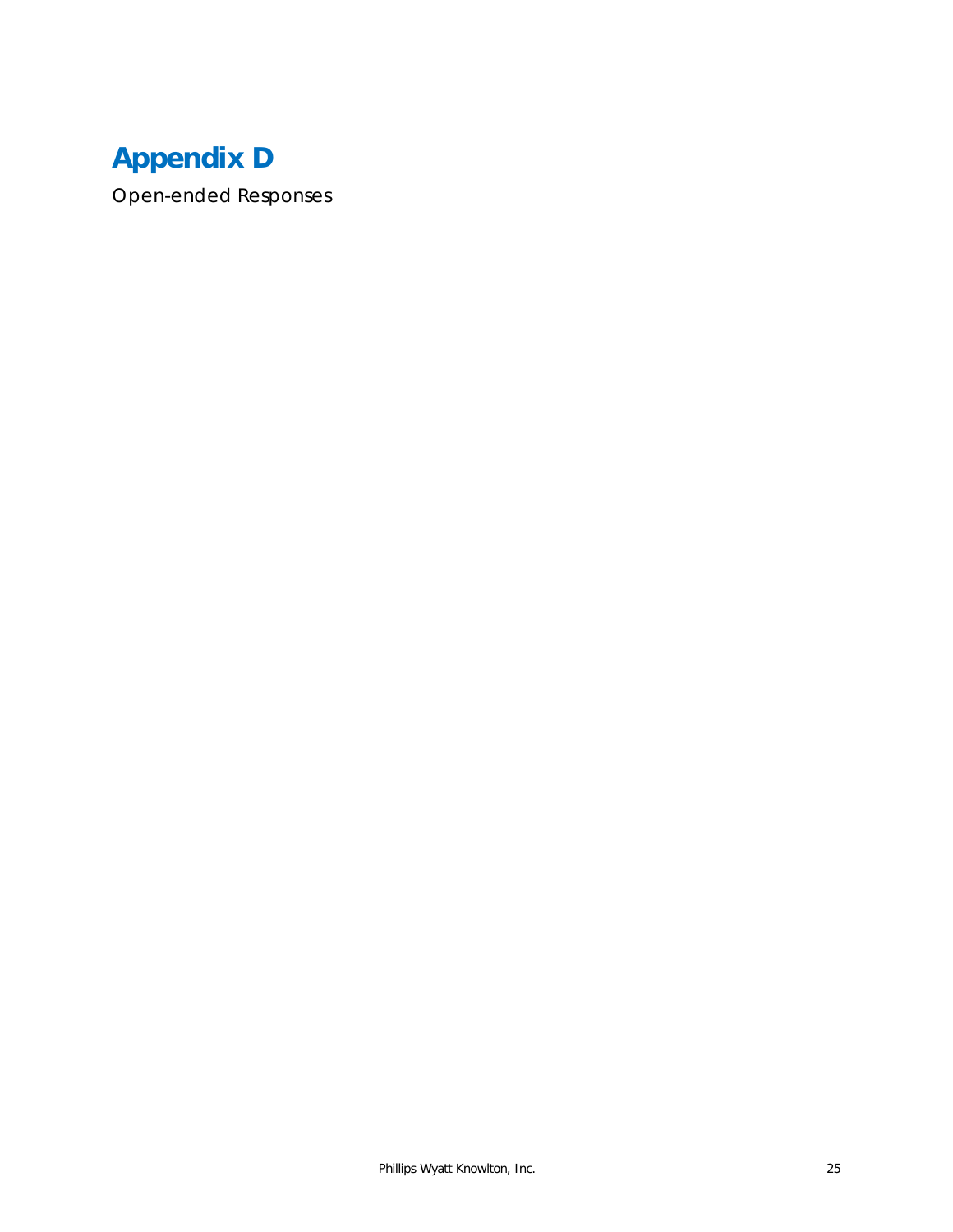# Appendix D

Open-ended Responses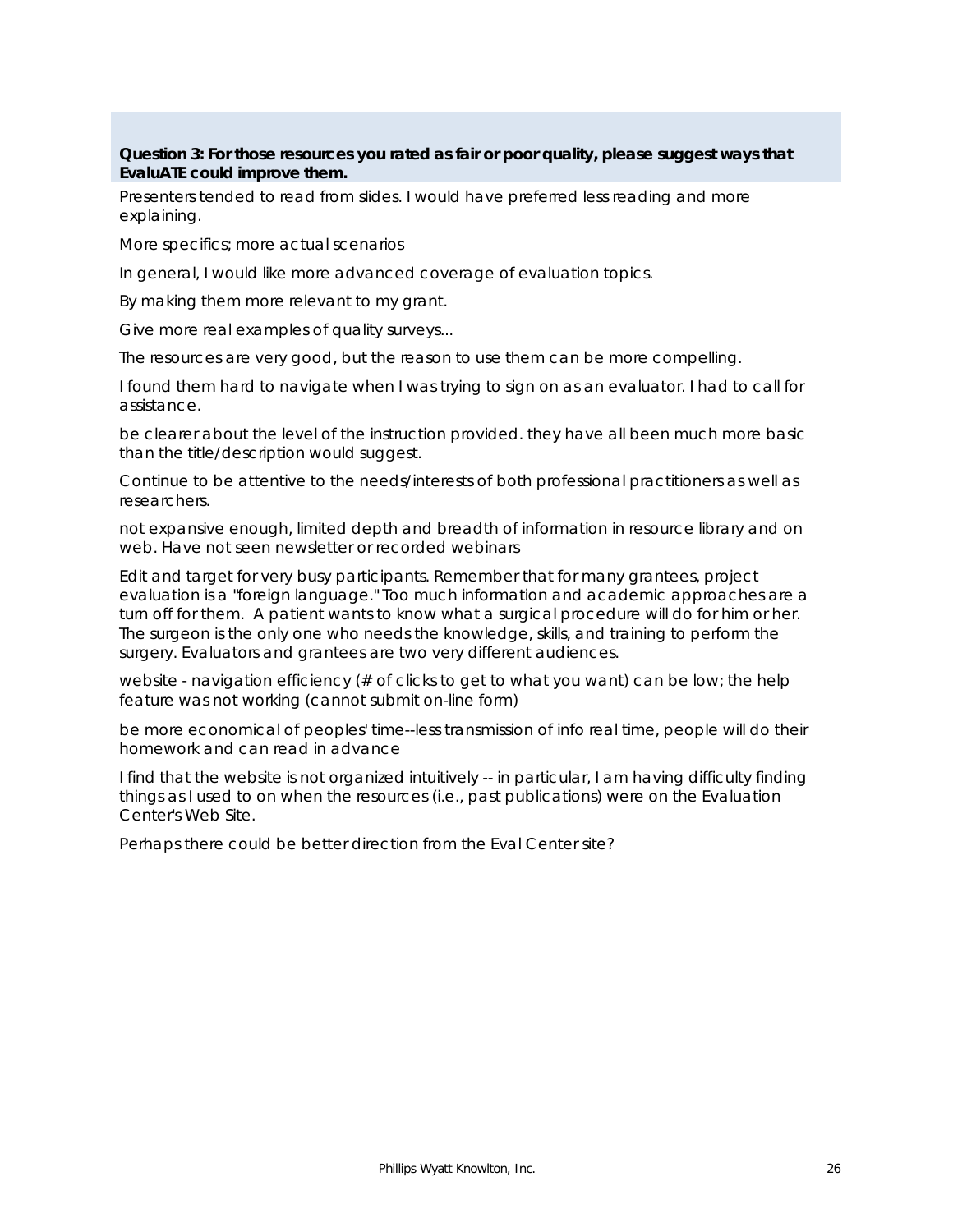**Question 3: For those resources you rated as fair or poor quality, please suggest ways that EvaluATE could improve them.**

Presenters tended to read from slides. I would have preferred less reading and more explaining.

More specifics; more actual scenarios

In general, I would like more advanced coverage of evaluation topics.

By making them more relevant to my grant.

Give more real examples of quality surveys...

The resources are very good, but the reason to use them can be more compelling.

I found them hard to navigate when I was trying to sign on as an evaluator. I had to call for assistance.

be clearer about the level of the instruction provided. they have all been much more basic than the title/description would suggest.

Continue to be attentive to the needs/interests of both professional practitioners as well as researchers.

not expansive enough, limited depth and breadth of information in resource library and on web. Have not seen newsletter or recorded webinars

Edit and target for very busy participants. Remember that for many grantees, project evaluation is a "foreign language." Too much information and academic approaches are a turn off for them. A patient wants to know what a surgical procedure will do for him or her. The surgeon is the only one who needs the knowledge, skills, and training to perform the surgery. Evaluators and grantees are two very different audiences.

website - navigation efficiency (# of clicks to get to what you want) can be low; the help feature was not working (cannot submit on-line form)

be more economical of peoples' time--less transmission of info real time, people will do their homework and can read in advance

I find that the website is not organized intuitively -- in particular, I am having difficulty finding things as I used to on when the resources (i.e., past publications) were on the Evaluation Center's Web Site.

Perhaps there could be better direction from the Eval Center site?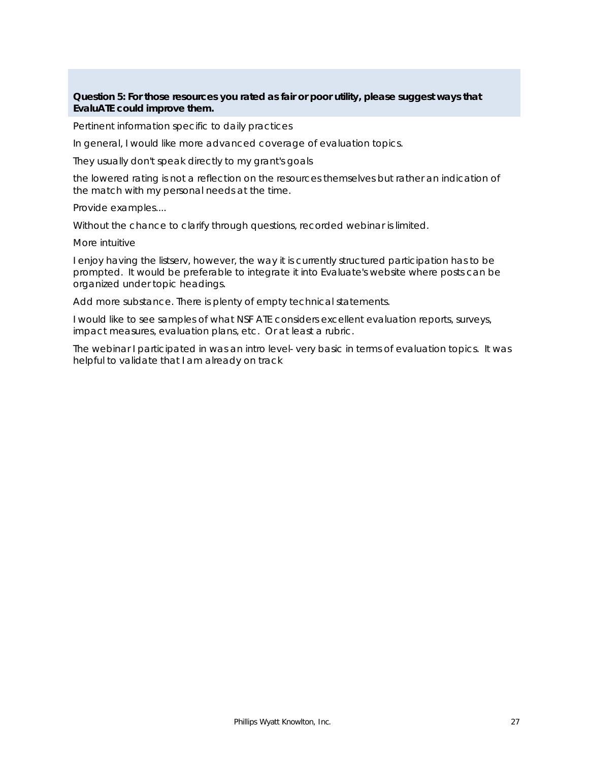**Question 5: For those resources you rated as fair or poor utility, please suggest ways that EvaluATE could improve them.**

Pertinent information specific to daily practices

In general, I would like more advanced coverage of evaluation topics.

They usually don't speak directly to my grant's goals

the lowered rating is not a reflection on the resources themselves but rather an indication of the match with my personal needs at the time.

Provide examples....

Without the chance to clarify through questions, recorded webinar is limited.

More intuitive

I enjoy having the listserv, however, the way it is currently structured participation has to be prompted. It would be preferable to integrate it into Evaluate's website where posts can be organized under topic headings.

Add more substance. There is plenty of empty technical statements.

I would like to see samples of what NSF ATE considers excellent evaluation reports, surveys, impact measures, evaluation plans, etc. Or at least a rubric.

The webinar I participated in was an intro level- very basic in terms of evaluation topics. It was helpful to validate that I am already on track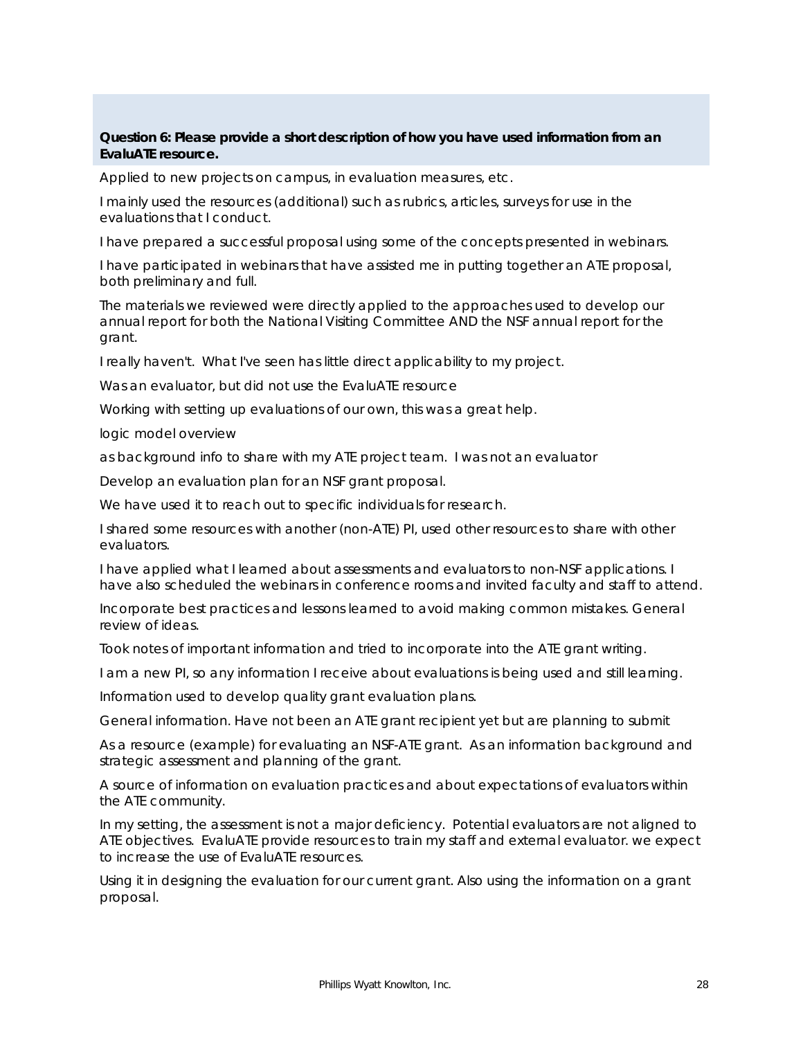**Question 6: Please provide a short description of how you have used information from an EvaluATE resource.**

Applied to new projects on campus, in evaluation measures, etc.

I mainly used the resources (additional) such as rubrics, articles, surveys for use in the evaluations that I conduct.

I have prepared a successful proposal using some of the concepts presented in webinars.

I have participated in webinars that have assisted me in putting together an ATE proposal, both preliminary and full.

The materials we reviewed were directly applied to the approaches used to develop our annual report for both the National Visiting Committee AND the NSF annual report for the grant.

I really haven't. What I've seen has little direct applicability to my project.

Was an evaluator, but did not use the EvaluATE resource

Working with setting up evaluations of our own, this was a great help.

logic model overview

as background info to share with my ATE project team. I was not an evaluator

Develop an evaluation plan for an NSF grant proposal.

We have used it to reach out to specific individuals for research.

I shared some resources with another (non-ATE) PI, used other resources to share with other evaluators.

I have applied what I learned about assessments and evaluators to non-NSF applications. I have also scheduled the webinars in conference rooms and invited faculty and staff to attend.

Incorporate best practices and lessons learned to avoid making common mistakes. General review of ideas.

Took notes of important information and tried to incorporate into the ATE grant writing.

I am a new PI, so any information I receive about evaluations is being used and still learning.

Information used to develop quality grant evaluation plans.

General information. Have not been an ATE grant recipient yet but are planning to submit

As a resource (example) for evaluating an NSF-ATE grant. As an information background and strategic assessment and planning of the grant.

A source of information on evaluation practices and about expectations of evaluators within the ATE community.

In my setting, the assessment is not a major deficiency. Potential evaluators are not aligned to ATE objectives. EvaluATE provide resources to train my staff and external evaluator. we expect to increase the use of EvaluATE resources.

Using it in designing the evaluation for our current grant. Also using the information on a grant proposal.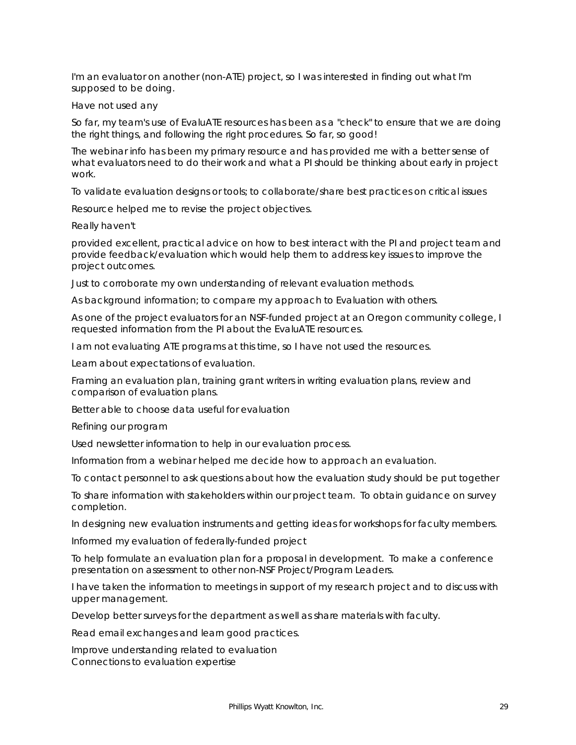I'm an evaluator on another (non-ATE) project, so I was interested in finding out what I'm supposed to be doing.

Have not used any

So far, my team's use of EvaluATE resources has been as a "check" to ensure that we are doing the right things, and following the right procedures. So far, so good!

The webinar info has been my primary resource and has provided me with a better sense of what evaluators need to do their work and what a PI should be thinking about early in project work.

To validate evaluation designs or tools; to collaborate/share best practices on critical issues

Resource helped me to revise the project objectives.

Really haven't

provided excellent, practical advice on how to best interact with the PI and project team and provide feedback/evaluation which would help them to address key issues to improve the project outcomes.

Just to corroborate my own understanding of relevant evaluation methods.

As background information; to compare my approach to Evaluation with others.

As one of the project evaluators for an NSF-funded project at an Oregon community college, I requested information from the PI about the EvaluATE resources.

I am not evaluating ATE programs at this time, so I have not used the resources.

Learn about expectations of evaluation.

Framing an evaluation plan, training grant writers in writing evaluation plans, review and comparison of evaluation plans.

Better able to choose data useful for evaluation

Refining our program

Used newsletter information to help in our evaluation process.

Information from a webinar helped me decide how to approach an evaluation.

To contact personnel to ask questions about how the evaluation study should be put together

To share information with stakeholders within our project team. To obtain guidance on survey completion.

In designing new evaluation instruments and getting ideas for workshops for faculty members.

Informed my evaluation of federally-funded project

To help formulate an evaluation plan for a proposal in development. To make a conference presentation on assessment to other non-NSF Project/Program Leaders.

I have taken the information to meetings in support of my research project and to discuss with upper management.

Develop better surveys for the department as well as share materials with faculty.

Read email exchanges and learn good practices.

Improve understanding related to evaluation
Connections to evaluation expertise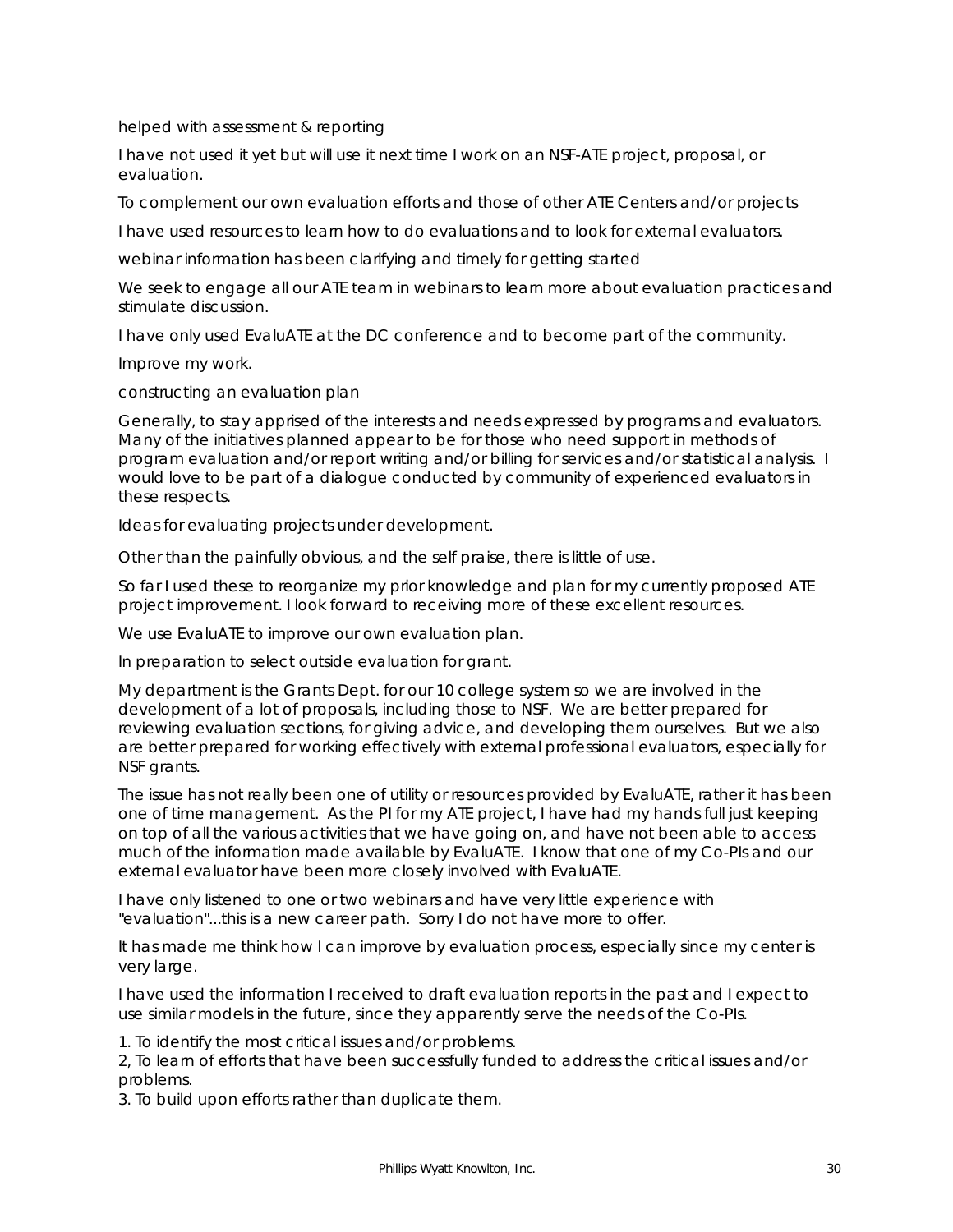helped with assessment & reporting

I have not used it yet but will use it next time I work on an NSF-ATE project, proposal, or evaluation.

To complement our own evaluation efforts and those of other ATE Centers and/or projects

I have used resources to learn how to do evaluations and to look for external evaluators.

webinar information has been clarifying and timely for getting started

We seek to engage all our ATE team in webinars to learn more about evaluation practices and stimulate discussion.

I have only used EvaluATE at the DC conference and to become part of the community.

Improve my work.

constructing an evaluation plan

Generally, to stay apprised of the interests and needs expressed by programs and evaluators. Many of the initiatives planned appear to be for those who need support in methods of program evaluation and/or report writing and/or billing for services and/or statistical analysis. I would love to be part of a dialogue conducted by community of experienced evaluators in these respects.

Ideas for evaluating projects under development.

Other than the painfully obvious, and the self praise, there is little of use.

So far I used these to reorganize my prior knowledge and plan for my currently proposed ATE project improvement. I look forward to receiving more of these excellent resources.

We use EvaluATE to improve our own evaluation plan.

In preparation to select outside evaluation for grant.

My department is the Grants Dept. for our 10 college system so we are involved in the development of a lot of proposals, including those to NSF. We are better prepared for reviewing evaluation sections, for giving advice, and developing them ourselves. But we also are better prepared for working effectively with external professional evaluators, especially for NSF grants.

The issue has not really been one of utility or resources provided by EvaluATE, rather it has been one of time management. As the PI for my ATE project, I have had my hands full just keeping on top of all the various activities that we have going on, and have not been able to access much of the information made available by EvaluATE. I know that one of my Co-PIs and our external evaluator have been more closely involved with EvaluATE.

I have only listened to one or two webinars and have very little experience with "evaluation"...this is a new career path. Sorry I do not have more to offer.

It has made me think how I can improve by evaluation process, especially since my center is very large.

I have used the information I received to draft evaluation reports in the past and I expect to use similar models in the future, since they apparently serve the needs of the Co-PIs.

1. To identify the most critical issues and/or problems.
2, To learn of efforts that have been successfully funded to address the critical issues and/or problems.
3. To build upon efforts rather than duplicate them.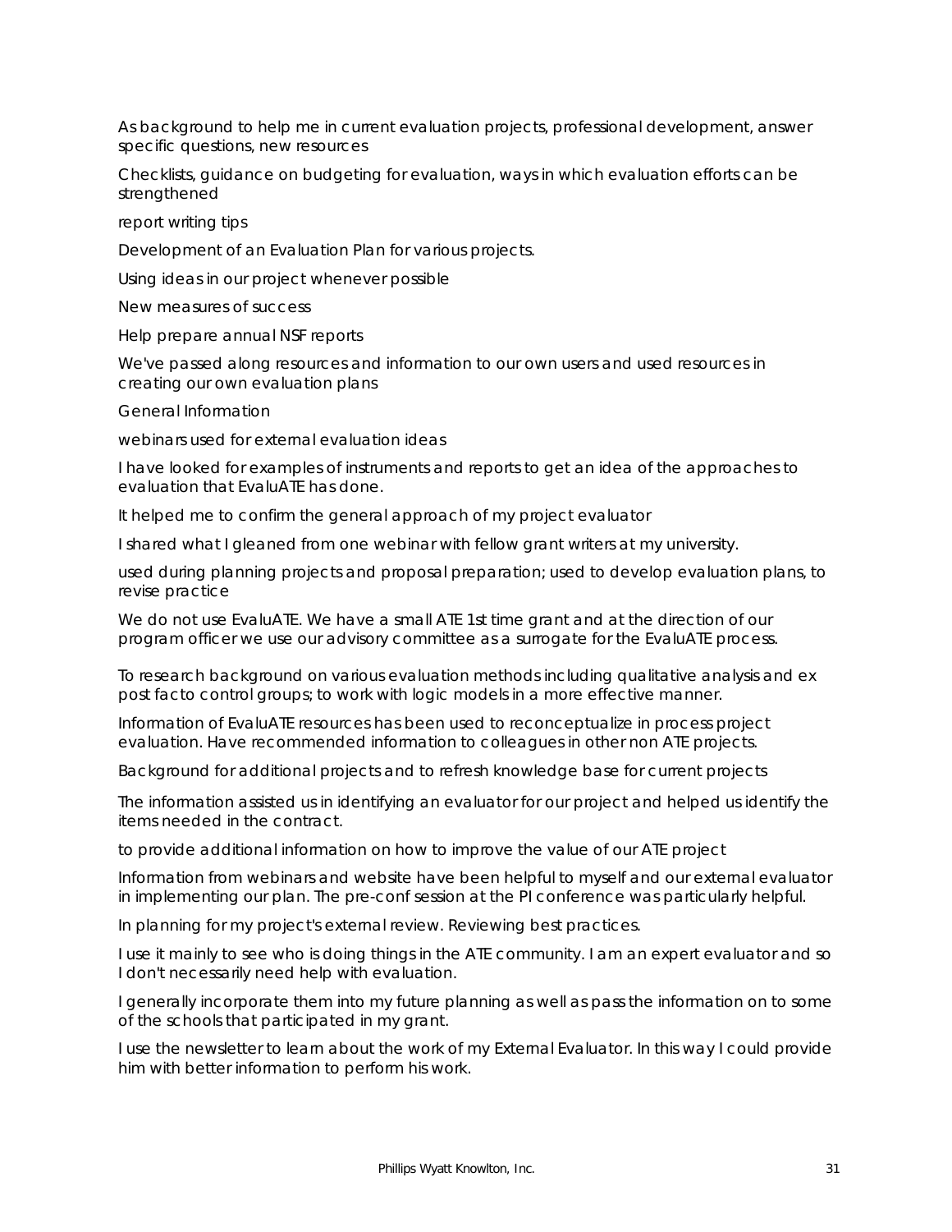As background to help me in current evaluation projects, professional development, answer specific questions, new resources

Checklists, guidance on budgeting for evaluation, ways in which evaluation efforts can be strengthened

report writing tips

Development of an Evaluation Plan for various projects.

Using ideas in our project whenever possible

New measures of success

Help prepare annual NSF reports

We've passed along resources and information to our own users and used resources in creating our own evaluation plans

General Information

webinars used for external evaluation ideas

I have looked for examples of instruments and reports to get an idea of the approaches to evaluation that EvaluATE has done.

It helped me to confirm the general approach of my project evaluator

I shared what I gleaned from one webinar with fellow grant writers at my university.

used during planning projects and proposal preparation; used to develop evaluation plans, to revise practice

We do not use EvaluATE. We have a small ATE 1st time grant and at the direction of our program officer we use our advisory committee as a surrogate for the EvaluATE process.

To research background on various evaluation methods including qualitative analysis and ex post facto control groups; to work with logic models in a more effective manner.

Information of EvaluATE resources has been used to reconceptualize in process project evaluation. Have recommended information to colleagues in other non ATE projects.

Background for additional projects and to refresh knowledge base for current projects

The information assisted us in identifying an evaluator for our project and helped us identify the items needed in the contract.

to provide additional information on how to improve the value of our ATE project

Information from webinars and website have been helpful to myself and our external evaluator in implementing our plan. The pre-conf session at the PI conference was particularly helpful.

In planning for my project's external review. Reviewing best practices.

I use it mainly to see who is doing things in the ATE community. I am an expert evaluator and so I don't necessarily need help with evaluation.

I generally incorporate them into my future planning as well as pass the information on to some of the schools that participated in my grant.

I use the newsletter to learn about the work of my External Evaluator. In this way I could provide him with better information to perform his work.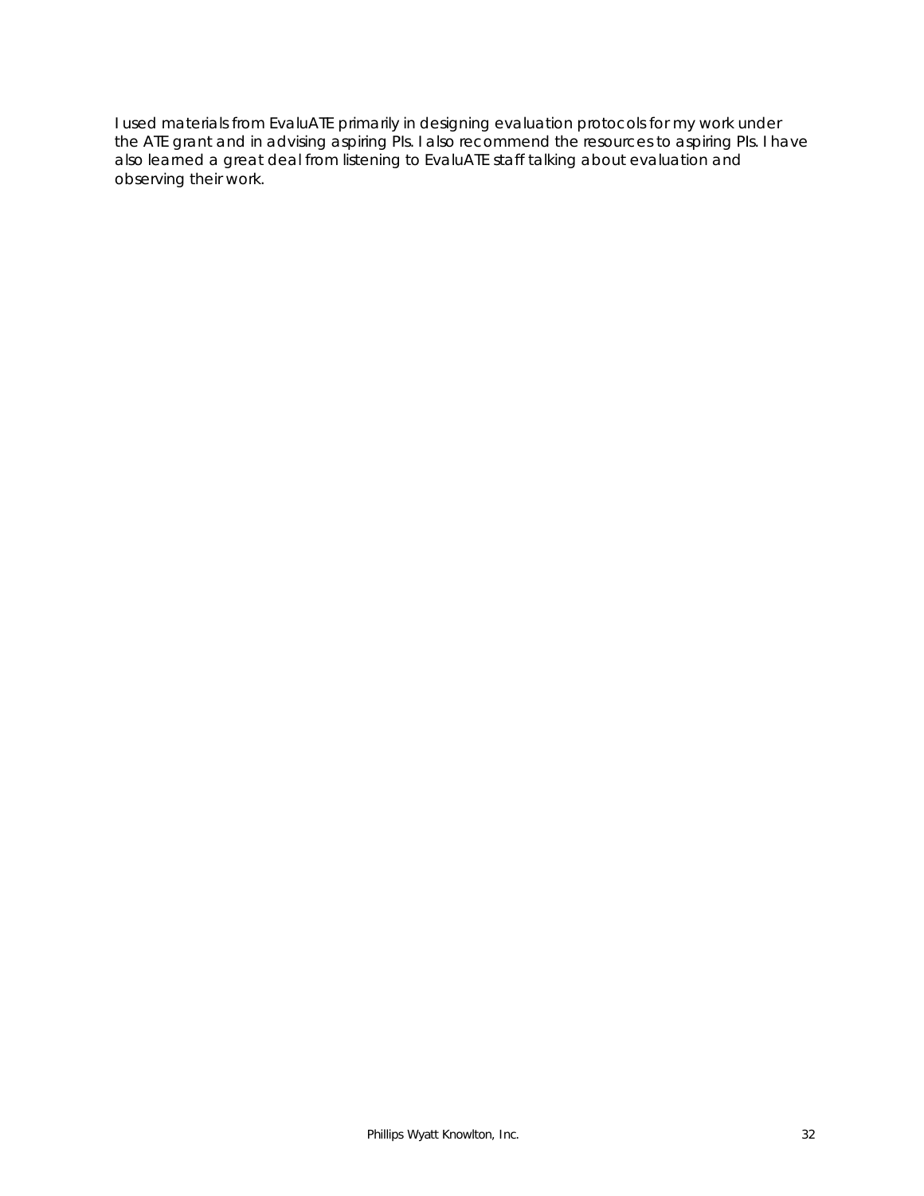I used materials from EvaluATE primarily in designing evaluation protocols for my work under the ATE grant and in advising aspiring PIs. I also recommend the resources to aspiring PIs. I have also learned a great deal from listening to EvaluATE staff talking about evaluation and observing their work.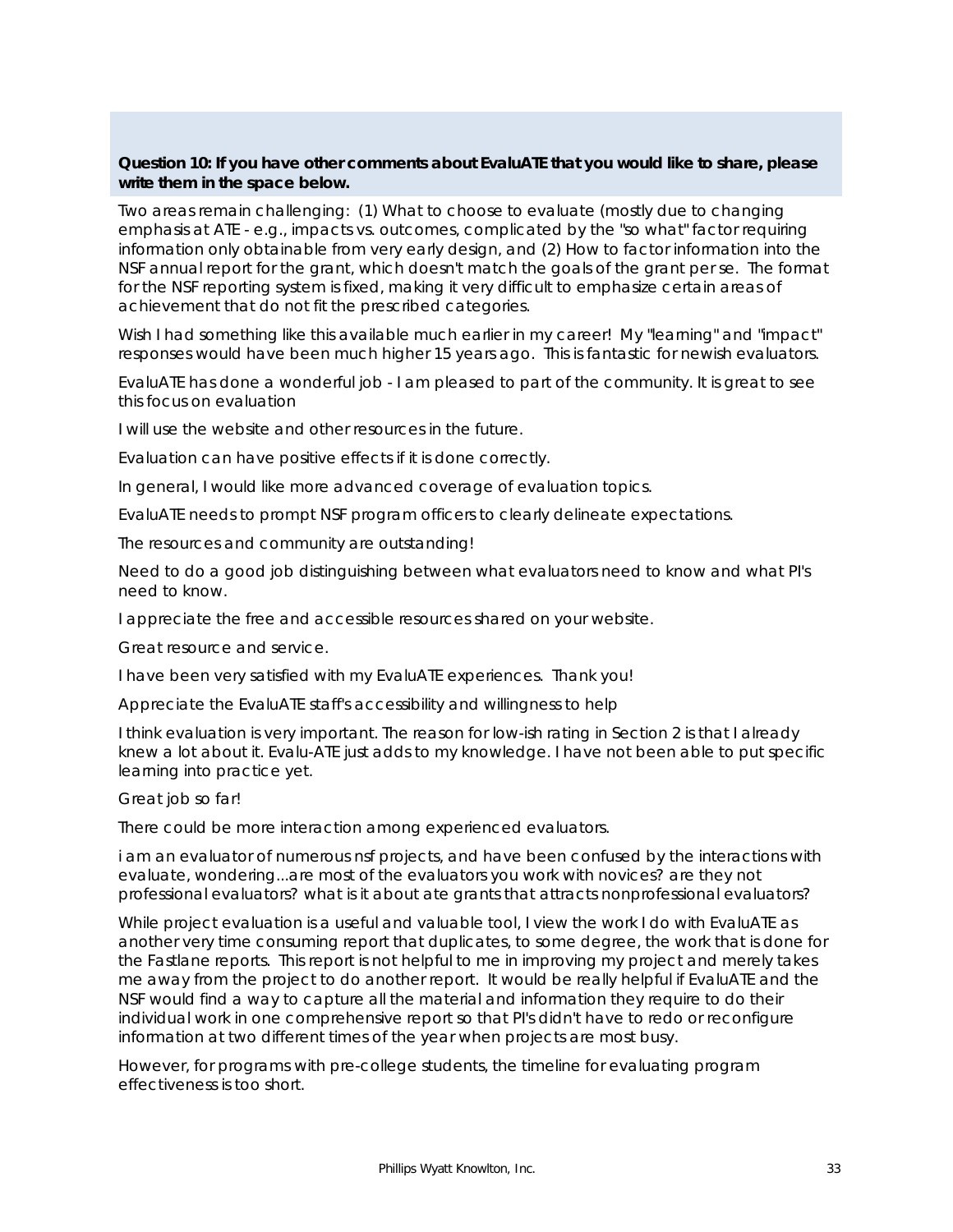**Question 10: If you have other comments about EvaluATE that you would like to share, please write them in the space below.**

Two areas remain challenging: (1) What to choose to evaluate (mostly due to changing emphasis at ATE - e.g., impacts vs. outcomes, complicated by the "so what" factor requiring information only obtainable from very early design, and (2) How to factor information into the NSF annual report for the grant, which doesn't match the goals of the grant per se. The format for the NSF reporting system is fixed, making it very difficult to emphasize certain areas of achievement that do not fit the prescribed categories.

Wish I had something like this available much earlier in my career! My "learning" and "impact" responses would have been much higher 15 years ago. This is fantastic for newish evaluators.

EvaluATE has done a wonderful job - I am pleased to part of the community. It is great to see this focus on evaluation

I will use the website and other resources in the future.

Evaluation can have positive effects if it is done correctly.

In general, I would like more advanced coverage of evaluation topics.

EvaluATE needs to prompt NSF program officers to clearly delineate expectations.

The resources and community are outstanding!

Need to do a good job distinguishing between what evaluators need to know and what PI's need to know.

I appreciate the free and accessible resources shared on your website.

Great resource and service.

I have been very satisfied with my EvaluATE experiences. Thank you!

Appreciate the EvaluATE staff's accessibility and willingness to help

I think evaluation is very important. The reason for low-ish rating in Section 2 is that I already knew a lot about it. Evalu-ATE just adds to my knowledge. I have not been able to put specific learning into practice yet.

Great job so far!

There could be more interaction among experienced evaluators.

i am an evaluator of numerous nsf projects, and have been confused by the interactions with evaluate, wondering...are most of the evaluators you work with novices? are they not professional evaluators? what is it about ate grants that attracts nonprofessional evaluators?

While project evaluation is a useful and valuable tool, I view the work I do with EvaluATE as another very time consuming report that duplicates, to some degree, the work that is done for the Fastlane reports. This report is not helpful to me in improving my project and merely takes me away from the project to do another report. It would be really helpful if EvaluATE and the NSF would find a way to capture all the material and information they require to do their individual work in one comprehensive report so that PI's didn't have to redo or reconfigure information at two different times of the year when projects are most busy.

However, for programs with pre-college students, the timeline for evaluating program effectiveness is too short.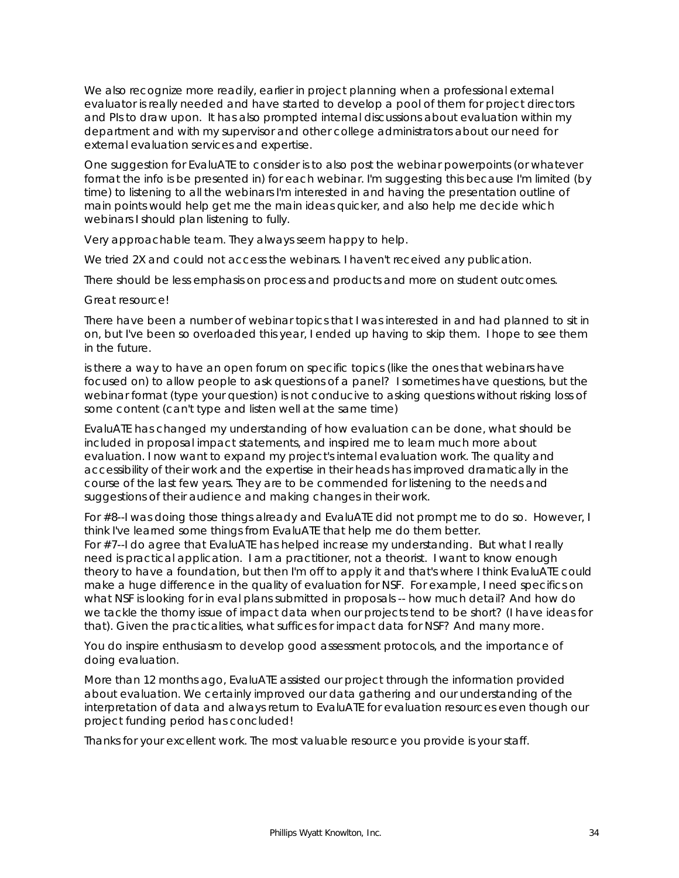We also recognize more readily, earlier in project planning when a professional external evaluator is really needed and have started to develop a pool of them for project directors and PIs to draw upon. It has also prompted internal discussions about evaluation within my department and with my supervisor and other college administrators about our need for external evaluation services and expertise.

One suggestion for EvaluATE to consider is to also post the webinar powerpoints (or whatever format the info is be presented in) for each webinar. I'm suggesting this because I'm limited (by time) to listening to all the webinars I'm interested in and having the presentation outline of main points would help get me the main ideas quicker, and also help me decide which webinars I should plan listening to fully.

Very approachable team. They always seem happy to help.

We tried 2X and could not access the webinars. I haven't received any publication.

There should be less emphasis on process and products and more on student outcomes.

Great resource!

There have been a number of webinar topics that I was interested in and had planned to sit in on, but I've been so overloaded this year, I ended up having to skip them. I hope to see them in the future.

is there a way to have an open forum on specific topics (like the ones that webinars have focused on) to allow people to ask questions of a panel? I sometimes have questions, but the webinar format (type your question) is not conducive to asking questions without risking loss of some content (can't type and listen well at the same time)

EvaluATE has changed my understanding of how evaluation can be done, what should be included in proposal impact statements, and inspired me to learn much more about evaluation. I now want to expand my project's internal evaluation work. The quality and accessibility of their work and the expertise in their heads has improved dramatically in the course of the last few years. They are to be commended for listening to the needs and suggestions of their audience and making changes in their work.

For #8--I was doing those things already and EvaluATE did not prompt me to do so. However, I think I've learned some things from EvaluATE that help me do them better.
For #7--I do agree that EvaluATE has helped increase my understanding. But what I really need is practical application. I am a practitioner, not a theorist. I want to know enough theory to have a foundation, but then I'm off to apply it and that's where I think EvaluATE could make a huge difference in the quality of evaluation for NSF. For example, I need specifics on what NSF is looking for in eval plans submitted in proposals -- how much detail? And how do we tackle the thorny issue of impact data when our projects tend to be short? (I have ideas for that). Given the practicalities, what suffices for impact data for NSF? And many more.

You do inspire enthusiasm to develop good assessment protocols, and the importance of doing evaluation.

More than 12 months ago, EvaluATE assisted our project through the information provided about evaluation. We certainly improved our data gathering and our understanding of the interpretation of data and always return to EvaluATE for evaluation resources even though our project funding period has concluded!

Thanks for your excellent work. The most valuable resource you provide is your staff.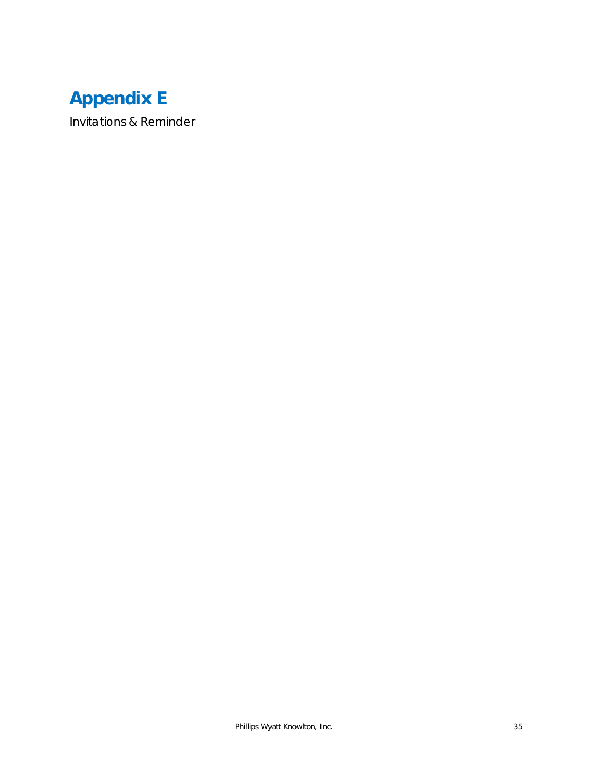# Appendix E

Invitations & Reminder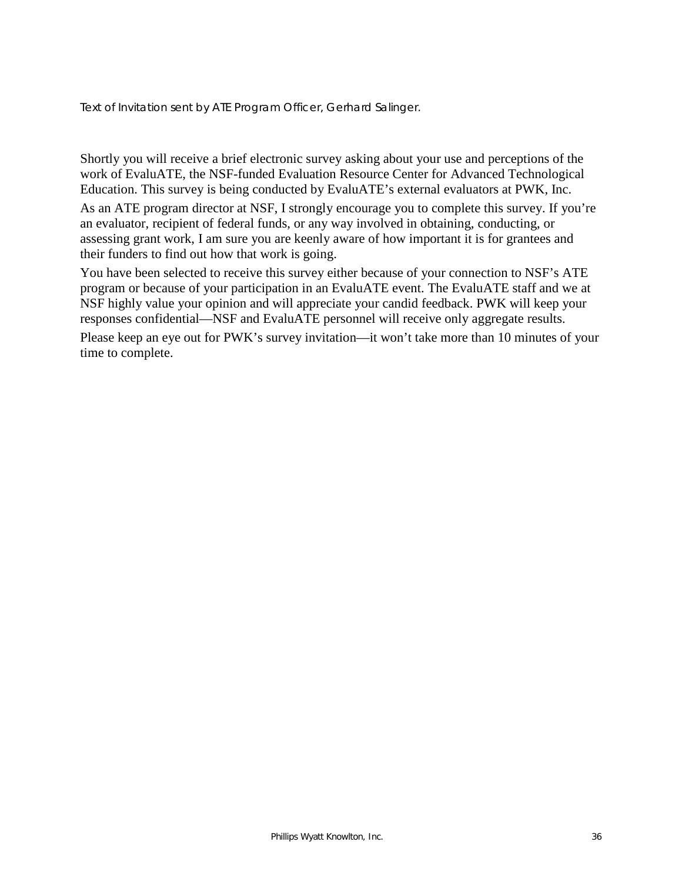*Text of Invitation sent by ATE Program Officer, Gerhard Salinger.*

Shortly you will receive a brief electronic survey asking about your use and perceptions of the work of EvaluATE, the NSF-funded Evaluation Resource Center for Advanced Technological Education. This survey is being conducted by EvaluATE's external evaluators at PWK, Inc.

As an ATE program director at NSF, I strongly encourage you to complete this survey. If you're an evaluator, recipient of federal funds, or any way involved in obtaining, conducting, or assessing grant work, I am sure you are keenly aware of how important it is for grantees and their funders to find out how that work is going.

You have been selected to receive this survey either because of your connection to NSF's ATE program or because of your participation in an EvaluATE event. The EvaluATE staff and we at NSF highly value your opinion and will appreciate your candid feedback. PWK will keep your responses confidential—NSF and EvaluATE personnel will receive only aggregate results.

Please keep an eye out for PWK's survey invitation—it won't take more than 10 minutes of your time to complete.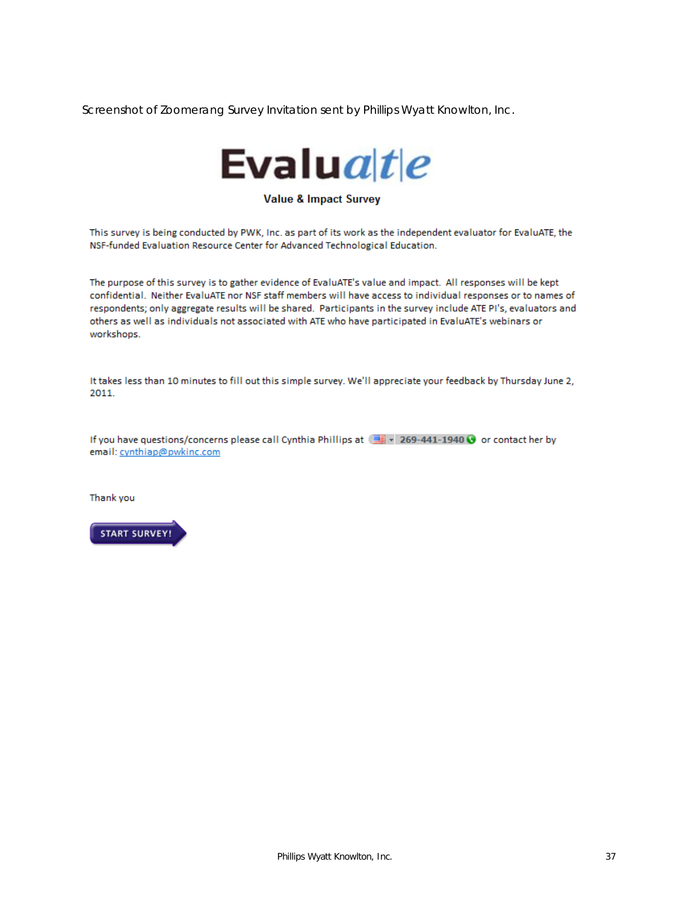Screenshot of Zoomerang Survey Invitation sent by Phillips Wyatt Knowlton, Inc.

# Evaluate

**Value & Impact Survey**

This survey is being conducted by PWK, Inc. as part of its work as the independent evaluator for EvaluATE, the NSF-funded Evaluation Resource Center for Advanced Technological Education.

The purpose of this survey is to gather evidence of EvaluATE's value and impact. All responses will be kept confidential. Neither EvaluATE nor NSF staff members will have access to individual responses or to names of respondents; only aggregate results will be shared. Participants in the survey include ATE PI's, evaluators and others as well as individuals not associated with ATE who have participated in EvaluATE's webinars or workshops.

It takes less than 10 minutes to fill out this simple survey. We'll appreciate your feedback by Thursday June 2, 2011.

If you have questions/concerns please call Cynthia Phillips at 269-441-1940 or contact her by email: cynthiap@pwkinc.com

Thank you

START SURVEY!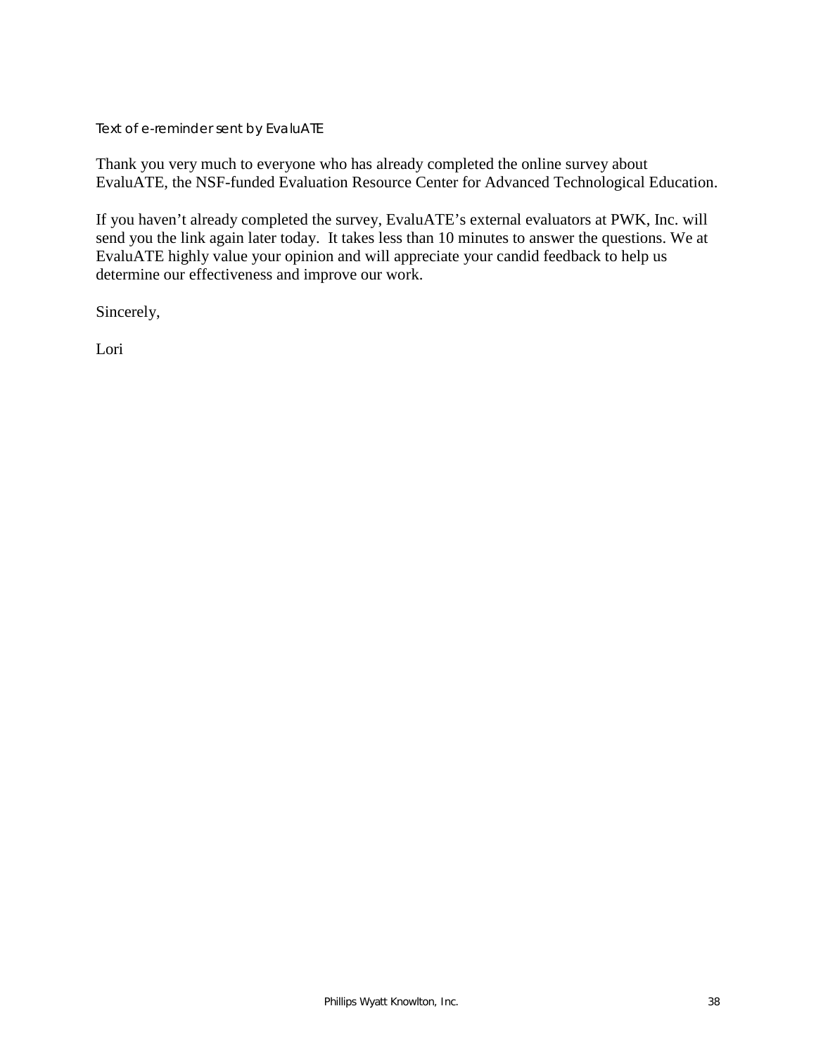*Text of e-reminder sent by EvaluATE*

Thank you very much to everyone who has already completed the online survey about EvaluATE, the NSF-funded Evaluation Resource Center for Advanced Technological Education.

If you haven't already completed the survey, EvaluATE's external evaluators at PWK, Inc. will send you the link again later today. It takes less than 10 minutes to answer the questions. We at EvaluATE highly value your opinion and will appreciate your candid feedback to help us determine our effectiveness and improve our work.

Sincerely,

Lori